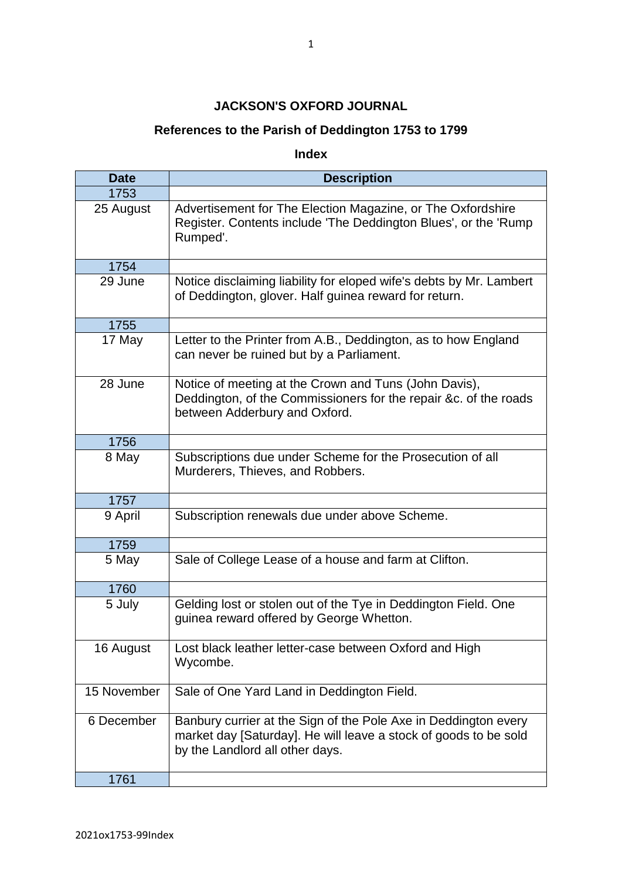**JACKSON'S OXFORD JOURNAL**

**References to the Parish of Deddington 1753 to 1799**

**Index**

| Date | Description |
|---|---|
| 1753 | |
| 25 August | Advertisement for The Election Magazine, or The Oxfordshire Register. Contents include 'The Deddington Blues', or the 'Rump Rumped'. |
| 1754 | |
| 29 June | Notice disclaiming liability for eloped wife's debts by Mr. Lambert of Deddington, glover. Half guinea reward for return. |
| 1755 | |
| 17 May | Letter to the Printer from A.B., Deddington, as to how England can never be ruined but by a Parliament. |
| 28 June | Notice of meeting at the Crown and Tuns (John Davis), Deddington, of the Commissioners for the repair &c. of the roads between Adderbury and Oxford. |
| 1756 | |
| 8 May | Subscriptions due under Scheme for the Prosecution of all Murderers, Thieves, and Robbers. |
| 1757 | |
| 9 April | Subscription renewals due under above Scheme. |
| 1759 | |
| 5 May | Sale of College Lease of a house and farm at Clifton. |
| 1760 | |
| 5 July | Gelding lost or stolen out of the Tye in Deddington Field. One guinea reward offered by George Whetton. |
| 16 August | Lost black leather letter-case between Oxford and High Wycombe. |
| 15 November | Sale of One Yard Land in Deddington Field. |
| 6 December | Banbury currier at the Sign of the Pole Axe in Deddington every market day [Saturday]. He will leave a stock of goods to be sold by the Landlord all other days. |
| 1761 | |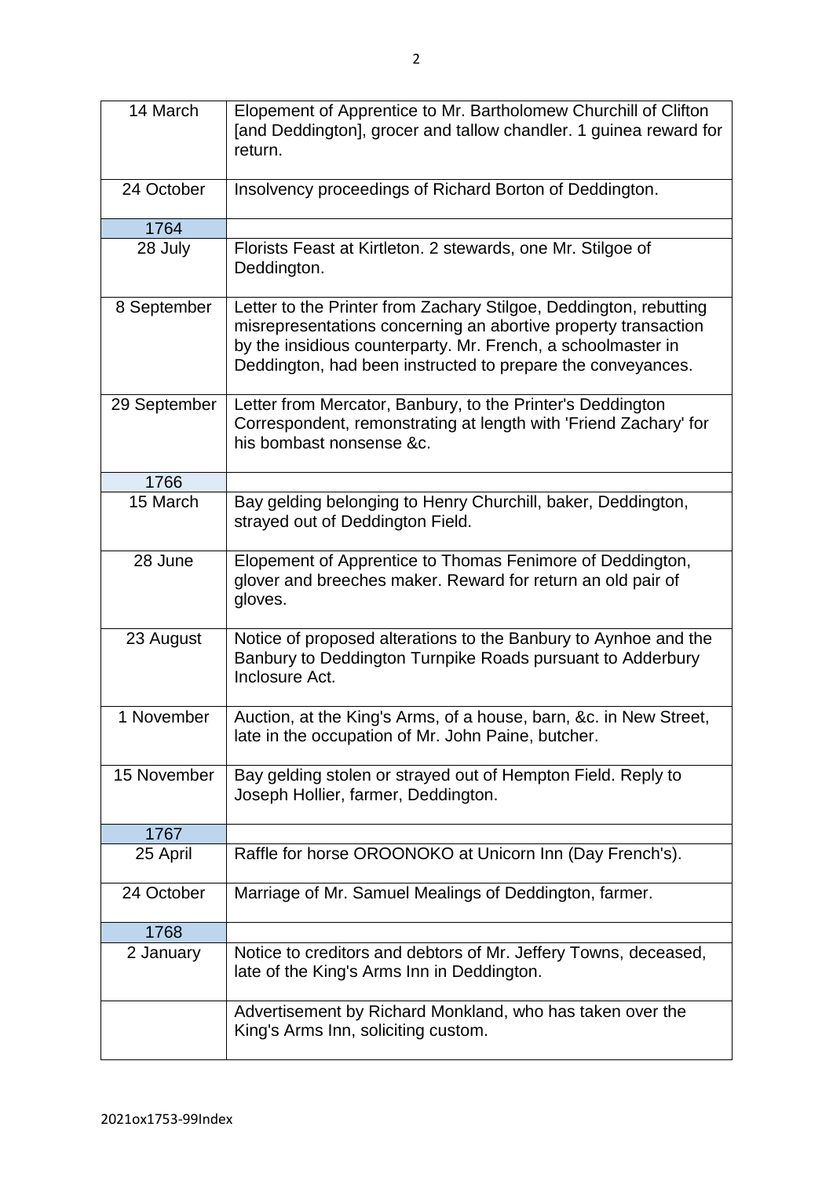| | |
|---|---|
| 14 March | Elopement of Apprentice to Mr. Bartholomew Churchill of Clifton [and Deddington], grocer and tallow chandler. 1 guinea reward for return. |
| 24 October | Insolvency proceedings of Richard Borton of Deddington. |
| 1764 | |
| 28 July | Florists Feast at Kirtleton. 2 stewards, one Mr. Stilgoe of Deddington. |
| 8 September | Letter to the Printer from Zachary Stilgoe, Deddington, rebutting misrepresentations concerning an abortive property transaction by the insidious counterparty. Mr. French, a schoolmaster in Deddington, had been instructed to prepare the conveyances. |
| 29 September | Letter from Mercator, Banbury, to the Printer's Deddington Correspondent, remonstrating at length with 'Friend Zachary' for his bombast nonsense &c. |
| 1766 | |
| 15 March | Bay gelding belonging to Henry Churchill, baker, Deddington, strayed out of Deddington Field. |
| 28 June | Elopement of Apprentice to Thomas Fenimore of Deddington, glover and breeches maker. Reward for return an old pair of gloves. |
| 23 August | Notice of proposed alterations to the Banbury to Aynhoe and the Banbury to Deddington Turnpike Roads pursuant to Adderbury Inclosure Act. |
| 1 November | Auction, at the King's Arms, of a house, barn, &c. in New Street, late in the occupation of Mr. John Paine, butcher. |
| 15 November | Bay gelding stolen or strayed out of Hempton Field. Reply to Joseph Hollier, farmer, Deddington. |
| 1767 | |
| 25 April | Raffle for horse OROONOKO at Unicorn Inn (Day French's). |
| 24 October | Marriage of Mr. Samuel Mealings of Deddington, farmer. |
| 1768 | |
| 2 January | Notice to creditors and debtors of Mr. Jeffery Towns, deceased, late of the King's Arms Inn in Deddington. |
| | Advertisement by Richard Monkland, who has taken over the King's Arms Inn, soliciting custom. |

2021ox1753-99Index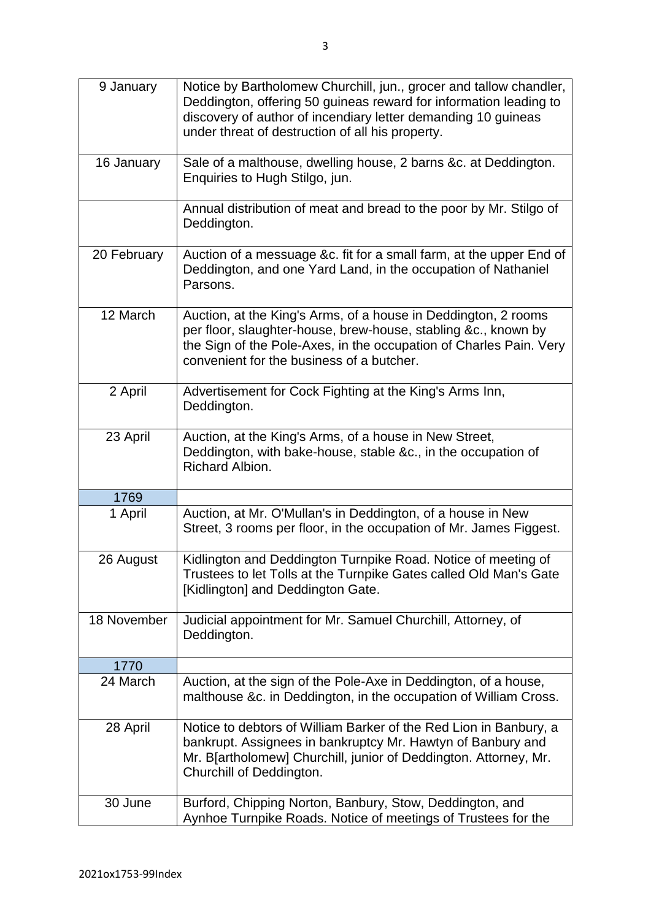| | |
|---|---|
| 9 January | Notice by Bartholomew Churchill, jun., grocer and tallow chandler, Deddington, offering 50 guineas reward for information leading to discovery of author of incendiary letter demanding 10 guineas under threat of destruction of all his property. |
| 16 January | Sale of a malthouse, dwelling house, 2 barns &c. at Deddington. Enquiries to Hugh Stilgo, jun. |
| | Annual distribution of meat and bread to the poor by Mr. Stilgo of Deddington. |
| 20 February | Auction of a messuage &c. fit for a small farm, at the upper End of Deddington, and one Yard Land, in the occupation of Nathaniel Parsons. |
| 12 March | Auction, at the King's Arms, of a house in Deddington, 2 rooms per floor, slaughter-house, brew-house, stabling &c., known by the Sign of the Pole-Axes, in the occupation of Charles Pain. Very convenient for the business of a butcher. |
| 2 April | Advertisement for Cock Fighting at the King's Arms Inn, Deddington. |
| 23 April | Auction, at the King's Arms, of a house in New Street, Deddington, with bake-house, stable &c., in the occupation of Richard Albion. |
| 1769 | |
| 1 April | Auction, at Mr. O'Mullan's in Deddington, of a house in New Street, 3 rooms per floor, in the occupation of Mr. James Figgest. |
| 26 August | Kidlington and Deddington Turnpike Road. Notice of meeting of Trustees to let Tolls at the Turnpike Gates called Old Man's Gate [Kidlington] and Deddington Gate. |
| 18 November | Judicial appointment for Mr. Samuel Churchill, Attorney, of Deddington. |
| 1770 | |
| 24 March | Auction, at the sign of the Pole-Axe in Deddington, of a house, malthouse &c. in Deddington, in the occupation of William Cross. |
| 28 April | Notice to debtors of William Barker of the Red Lion in Banbury, a bankrupt. Assignees in bankruptcy Mr. Hawtyn of Banbury and Mr. B[artholomew] Churchill, junior of Deddington. Attorney, Mr. Churchill of Deddington. |
| 30 June | Burford, Chipping Norton, Banbury, Stow, Deddington, and Aynhoe Turnpike Roads. Notice of meetings of Trustees for the |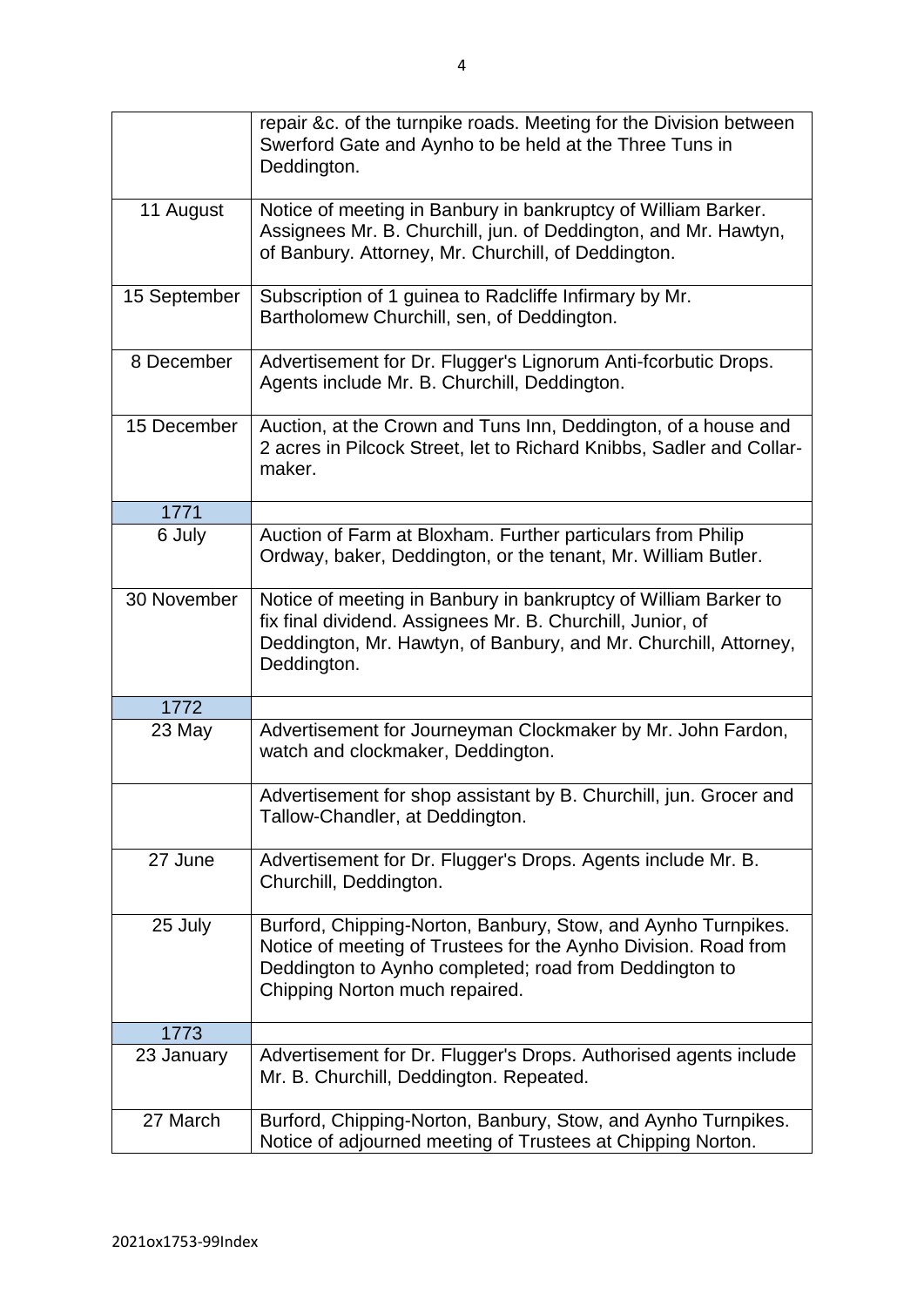| | |
|---|---|
| | repair &c. of the turnpike roads. Meeting for the Division between Swerford Gate and Aynho to be held at the Three Tuns in Deddington. |
| 11 August | Notice of meeting in Banbury in bankruptcy of William Barker. Assignees Mr. B. Churchill, jun. of Deddington, and Mr. Hawtyn, of Banbury. Attorney, Mr. Churchill, of Deddington. |
| 15 September | Subscription of 1 guinea to Radcliffe Infirmary by Mr. Bartholomew Churchill, sen, of Deddington. |
| 8 December | Advertisement for Dr. Flugger's Lignorum Anti-fcorbutic Drops. Agents include Mr. B. Churchill, Deddington. |
| 15 December | Auction, at the Crown and Tuns Inn, Deddington, of a house and 2 acres in Pilcock Street, let to Richard Knibbs, Sadler and Collar-maker. |
| 1771 | |
| 6 July | Auction of Farm at Bloxham. Further particulars from Philip Ordway, baker, Deddington, or the tenant, Mr. William Butler. |
| 30 November | Notice of meeting in Banbury in bankruptcy of William Barker to fix final dividend. Assignees Mr. B. Churchill, Junior, of Deddington, Mr. Hawtyn, of Banbury, and Mr. Churchill, Attorney, Deddington. |
| 1772 | |
| 23 May | Advertisement for Journeyman Clockmaker by Mr. John Fardon, watch and clockmaker, Deddington. |
| | Advertisement for shop assistant by B. Churchill, jun. Grocer and Tallow-Chandler, at Deddington. |
| 27 June | Advertisement for Dr. Flugger's Drops. Agents include Mr. B. Churchill, Deddington. |
| 25 July | Burford, Chipping-Norton, Banbury, Stow, and Aynho Turnpikes. Notice of meeting of Trustees for the Aynho Division. Road from Deddington to Aynho completed; road from Deddington to Chipping Norton much repaired. |
| 1773 | |
| 23 January | Advertisement for Dr. Flugger's Drops. Authorised agents include Mr. B. Churchill, Deddington. Repeated. |
| 27 March | Burford, Chipping-Norton, Banbury, Stow, and Aynho Turnpikes. Notice of adjourned meeting of Trustees at Chipping Norton. |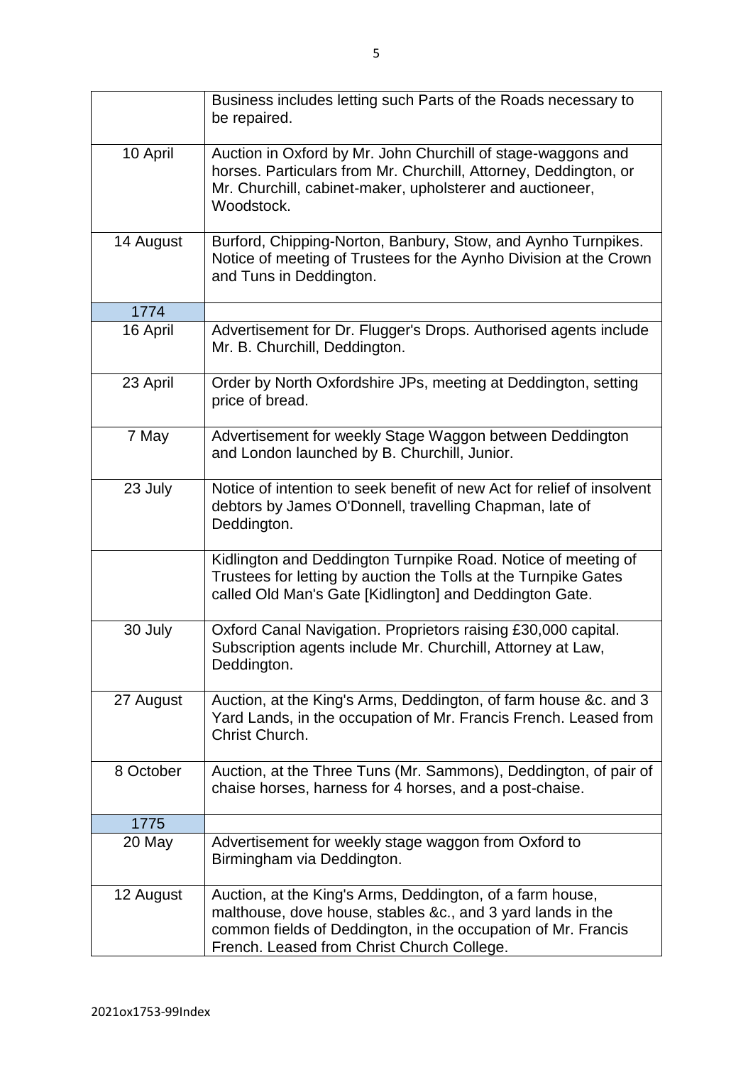| | |
|---|---|
| | Business includes letting such Parts of the Roads necessary to be repaired. |
| 10 April | Auction in Oxford by Mr. John Churchill of stage-waggons and horses. Particulars from Mr. Churchill, Attorney, Deddington, or Mr. Churchill, cabinet-maker, upholsterer and auctioneer, Woodstock. |
| 14 August | Burford, Chipping-Norton, Banbury, Stow, and Aynho Turnpikes. Notice of meeting of Trustees for the Aynho Division at the Crown and Tuns in Deddington. |
| 1774 | |
| 16 April | Advertisement for Dr. Flugger's Drops. Authorised agents include Mr. B. Churchill, Deddington. |
| 23 April | Order by North Oxfordshire JPs, meeting at Deddington, setting price of bread. |
| 7 May | Advertisement for weekly Stage Waggon between Deddington and London launched by B. Churchill, Junior. |
| 23 July | Notice of intention to seek benefit of new Act for relief of insolvent debtors by James O'Donnell, travelling Chapman, late of Deddington. |
| | Kidlington and Deddington Turnpike Road. Notice of meeting of Trustees for letting by auction the Tolls at the Turnpike Gates called Old Man's Gate [Kidlington] and Deddington Gate. |
| 30 July | Oxford Canal Navigation. Proprietors raising £30,000 capital. Subscription agents include Mr. Churchill, Attorney at Law, Deddington. |
| 27 August | Auction, at the King's Arms, Deddington, of farm house &c. and 3 Yard Lands, in the occupation of Mr. Francis French. Leased from Christ Church. |
| 8 October | Auction, at the Three Tuns (Mr. Sammons), Deddington, of pair of chaise horses, harness for 4 horses, and a post-chaise. |
| 1775 | |
| 20 May | Advertisement for weekly stage waggon from Oxford to Birmingham via Deddington. |
| 12 August | Auction, at the King's Arms, Deddington, of a farm house, malthouse, dove house, stables &c., and 3 yard lands in the common fields of Deddington, in the occupation of Mr. Francis French. Leased from Christ Church College. |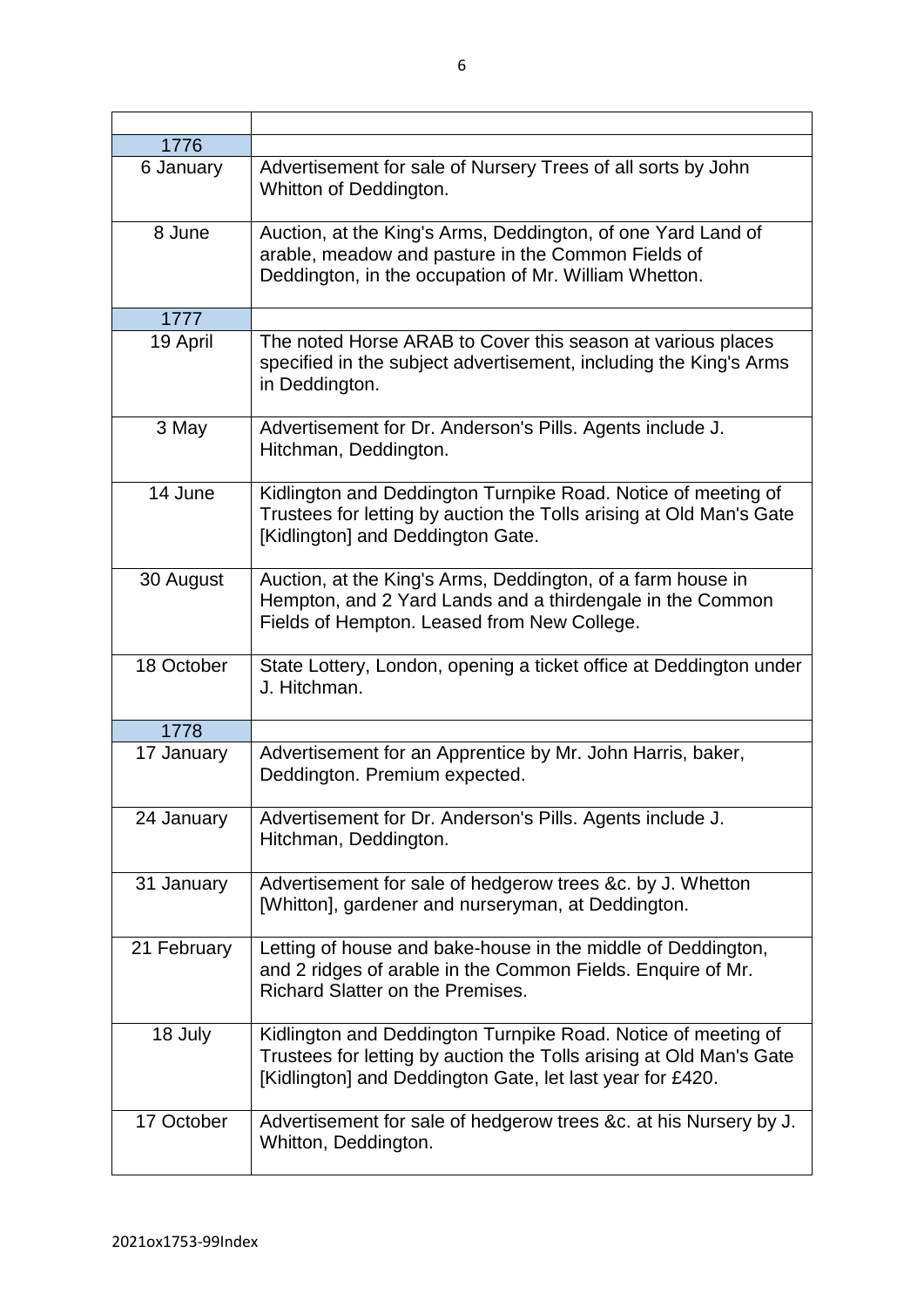| | |
|---|---|
| 1776 | |
| 6 January | Advertisement for sale of Nursery Trees of all sorts by John Whitton of Deddington. |
| 8 June | Auction, at the King's Arms, Deddington, of one Yard Land of arable, meadow and pasture in the Common Fields of Deddington, in the occupation of Mr. William Whetton. |
| 1777 | |
| 19 April | The noted Horse ARAB to Cover this season at various places specified in the subject advertisement, including the King's Arms in Deddington. |
| 3 May | Advertisement for Dr. Anderson's Pills. Agents include J. Hitchman, Deddington. |
| 14 June | Kidlington and Deddington Turnpike Road. Notice of meeting of Trustees for letting by auction the Tolls arising at Old Man's Gate [Kidlington] and Deddington Gate. |
| 30 August | Auction, at the King's Arms, Deddington, of a farm house in Hempton, and 2 Yard Lands and a thirdengale in the Common Fields of Hempton. Leased from New College. |
| 18 October | State Lottery, London, opening a ticket office at Deddington under J. Hitchman. |
| 1778 | |
| 17 January | Advertisement for an Apprentice by Mr. John Harris, baker, Deddington. Premium expected. |
| 24 January | Advertisement for Dr. Anderson's Pills. Agents include J. Hitchman, Deddington. |
| 31 January | Advertisement for sale of hedgerow trees &c. by J. Whetton [Whitton], gardener and nurseryman, at Deddington. |
| 21 February | Letting of house and bake-house in the middle of Deddington, and 2 ridges of arable in the Common Fields. Enquire of Mr. Richard Slatter on the Premises. |
| 18 July | Kidlington and Deddington Turnpike Road. Notice of meeting of Trustees for letting by auction the Tolls arising at Old Man's Gate [Kidlington] and Deddington Gate, let last year for £420. |
| 17 October | Advertisement for sale of hedgerow trees &c. at his Nursery by J. Whitton, Deddington. |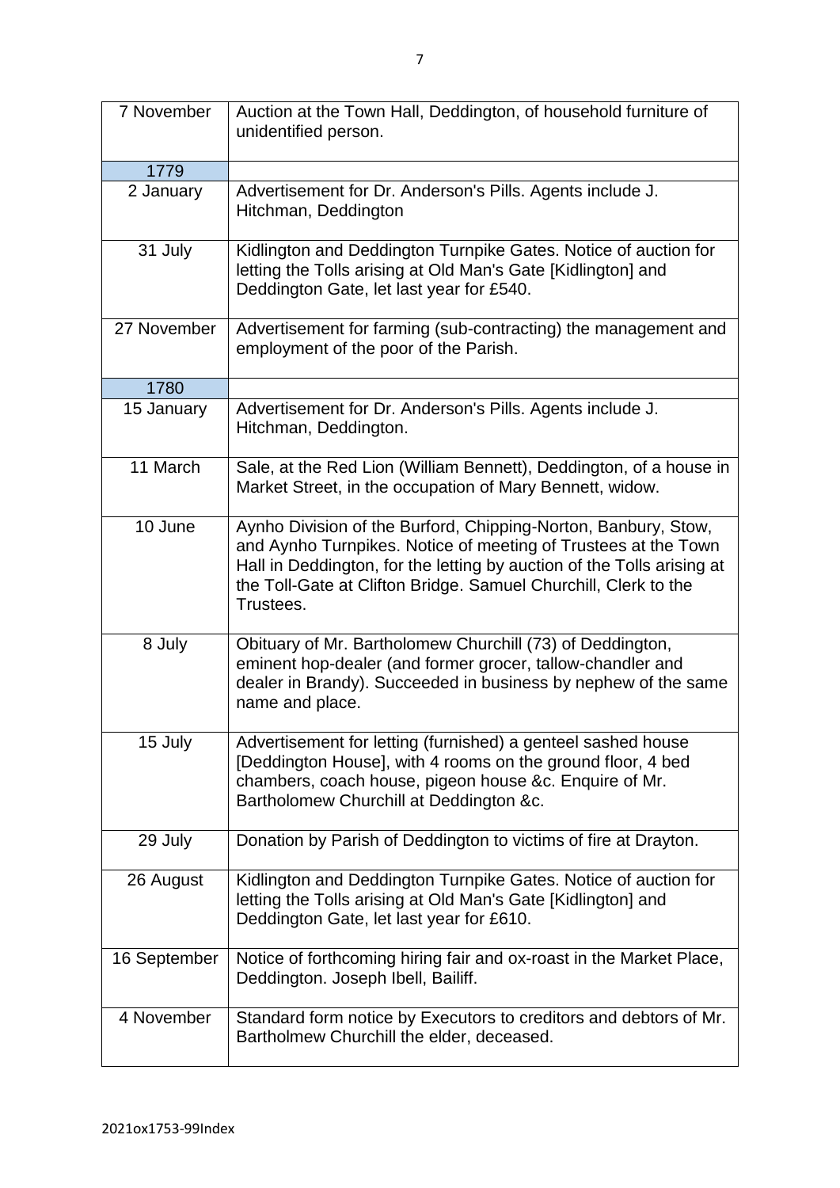| | |
|---|---|
| 7 November | Auction at the Town Hall, Deddington, of household furniture of unidentified person. |
| 1779 | |
| 2 January | Advertisement for Dr. Anderson's Pills. Agents include J. Hitchman, Deddington |
| 31 July | Kidlington and Deddington Turnpike Gates. Notice of auction for letting the Tolls arising at Old Man's Gate [Kidlington] and Deddington Gate, let last year for £540. |
| 27 November | Advertisement for farming (sub-contracting) the management and employment of the poor of the Parish. |
| 1780 | |
| 15 January | Advertisement for Dr. Anderson's Pills. Agents include J. Hitchman, Deddington. |
| 11 March | Sale, at the Red Lion (William Bennett), Deddington, of a house in Market Street, in the occupation of Mary Bennett, widow. |
| 10 June | Aynho Division of the Burford, Chipping-Norton, Banbury, Stow, and Aynho Turnpikes. Notice of meeting of Trustees at the Town Hall in Deddington, for the letting by auction of the Tolls arising at the Toll-Gate at Clifton Bridge. Samuel Churchill, Clerk to the Trustees. |
| 8 July | Obituary of Mr. Bartholomew Churchill (73) of Deddington, eminent hop-dealer (and former grocer, tallow-chandler and dealer in Brandy). Succeeded in business by nephew of the same name and place. |
| 15 July | Advertisement for letting (furnished) a genteel sashed house [Deddington House], with 4 rooms on the ground floor, 4 bed chambers, coach house, pigeon house &c. Enquire of Mr. Bartholomew Churchill at Deddington &c. |
| 29 July | Donation by Parish of Deddington to victims of fire at Drayton. |
| 26 August | Kidlington and Deddington Turnpike Gates. Notice of auction for letting the Tolls arising at Old Man's Gate [Kidlington] and Deddington Gate, let last year for £610. |
| 16 September | Notice of forthcoming hiring fair and ox-roast in the Market Place, Deddington. Joseph Ibell, Bailiff. |
| 4 November | Standard form notice by Executors to creditors and debtors of Mr. Bartholmew Churchill the elder, deceased. |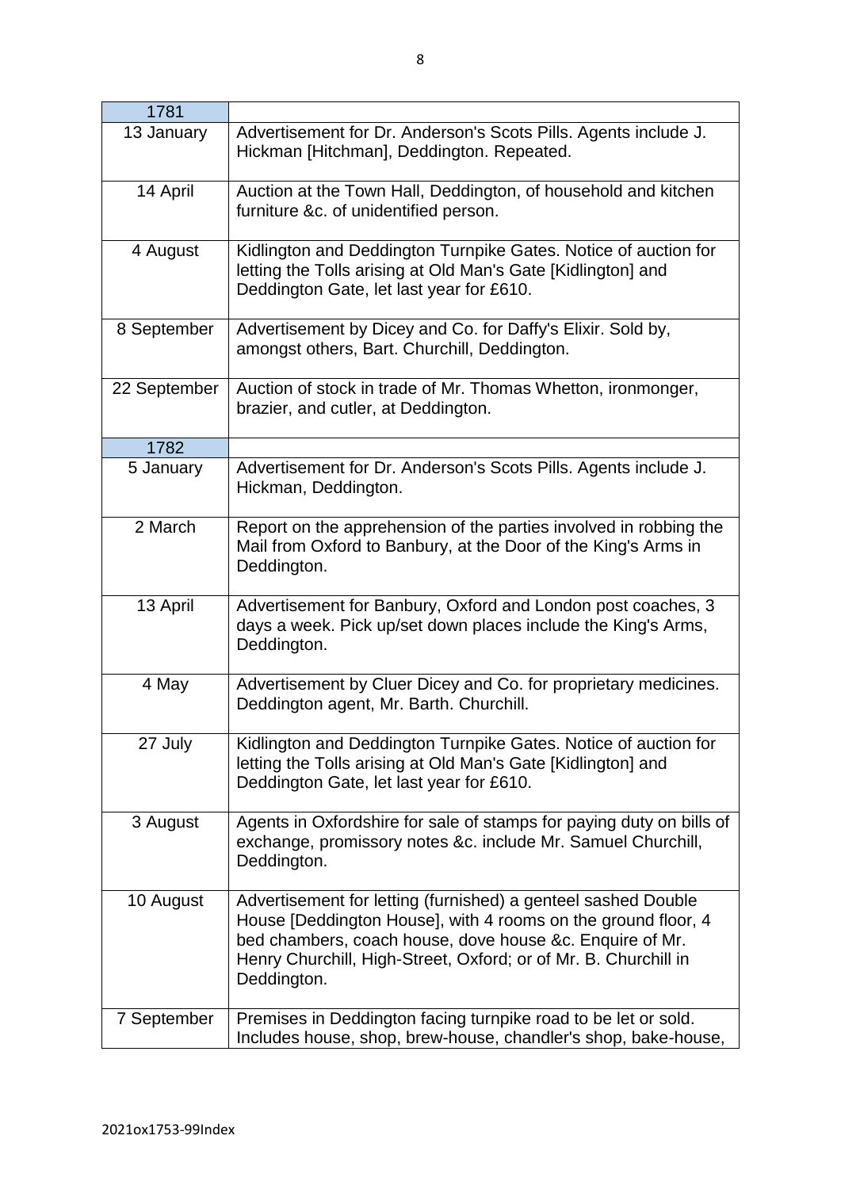| 1781 | |
|---|---|
| 13 January | Advertisement for Dr. Anderson's Scots Pills. Agents include J. Hickman [Hitchman], Deddington. Repeated. |
| 14 April | Auction at the Town Hall, Deddington, of household and kitchen furniture &c. of unidentified person. |
| 4 August | Kidlington and Deddington Turnpike Gates. Notice of auction for letting the Tolls arising at Old Man's Gate [Kidlington] and Deddington Gate, let last year for £610. |
| 8 September | Advertisement by Dicey and Co. for Daffy's Elixir. Sold by, amongst others, Bart. Churchill, Deddington. |
| 22 September | Auction of stock in trade of Mr. Thomas Whetton, ironmonger, brazier, and cutler, at Deddington. |
| 1782 | |
| 5 January | Advertisement for Dr. Anderson's Scots Pills. Agents include J. Hickman, Deddington. |
| 2 March | Report on the apprehension of the parties involved in robbing the Mail from Oxford to Banbury, at the Door of the King's Arms in Deddington. |
| 13 April | Advertisement for Banbury, Oxford and London post coaches, 3 days a week. Pick up/set down places include the King's Arms, Deddington. |
| 4 May | Advertisement by Cluer Dicey and Co. for proprietary medicines. Deddington agent, Mr. Barth. Churchill. |
| 27 July | Kidlington and Deddington Turnpike Gates. Notice of auction for letting the Tolls arising at Old Man's Gate [Kidlington] and Deddington Gate, let last year for £610. |
| 3 August | Agents in Oxfordshire for sale of stamps for paying duty on bills of exchange, promissory notes &c. include Mr. Samuel Churchill, Deddington. |
| 10 August | Advertisement for letting (furnished) a genteel sashed Double House [Deddington House], with 4 rooms on the ground floor, 4 bed chambers, coach house, dove house &c. Enquire of Mr. Henry Churchill, High-Street, Oxford; or of Mr. B. Churchill in Deddington. |
| 7 September | Premises in Deddington facing turnpike road to be let or sold. Includes house, shop, brew-house, chandler's shop, bake-house, |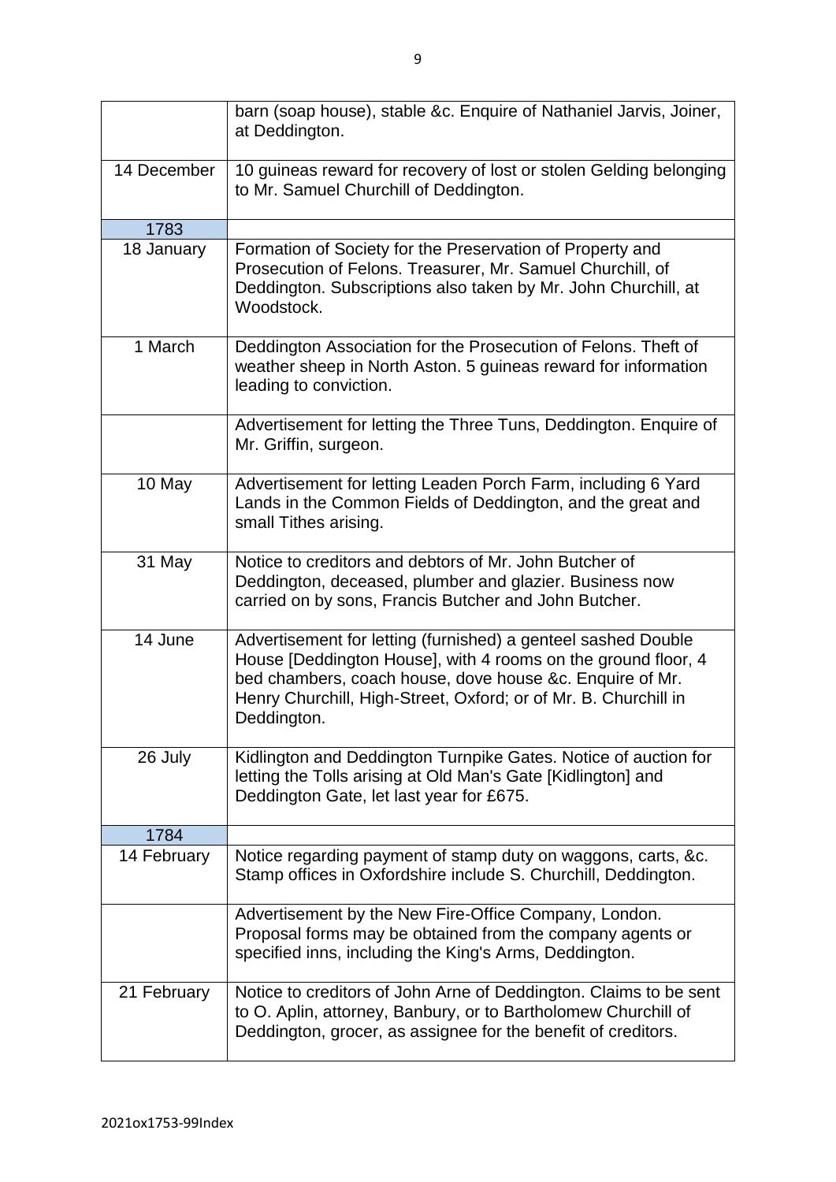| | |
|---|---|
| | barn (soap house), stable &c. Enquire of Nathaniel Jarvis, Joiner, at Deddington. |
| 14 December | 10 guineas reward for recovery of lost or stolen Gelding belonging to Mr. Samuel Churchill of Deddington. |
| 1783 | |
| 18 January | Formation of Society for the Preservation of Property and Prosecution of Felons. Treasurer, Mr. Samuel Churchill, of Deddington. Subscriptions also taken by Mr. John Churchill, at Woodstock. |
| 1 March | Deddington Association for the Prosecution of Felons. Theft of weather sheep in North Aston. 5 guineas reward for information leading to conviction. |
| | Advertisement for letting the Three Tuns, Deddington. Enquire of Mr. Griffin, surgeon. |
| 10 May | Advertisement for letting Leaden Porch Farm, including 6 Yard Lands in the Common Fields of Deddington, and the great and small Tithes arising. |
| 31 May | Notice to creditors and debtors of Mr. John Butcher of Deddington, deceased, plumber and glazier. Business now carried on by sons, Francis Butcher and John Butcher. |
| 14 June | Advertisement for letting (furnished) a genteel sashed Double House [Deddington House], with 4 rooms on the ground floor, 4 bed chambers, coach house, dove house &c. Enquire of Mr. Henry Churchill, High-Street, Oxford; or of Mr. B. Churchill in Deddington. |
| 26 July | Kidlington and Deddington Turnpike Gates. Notice of auction for letting the Tolls arising at Old Man's Gate [Kidlington] and Deddington Gate, let last year for £675. |
| 1784 | |
| 14 February | Notice regarding payment of stamp duty on waggons, carts, &c. Stamp offices in Oxfordshire include S. Churchill, Deddington. |
| | Advertisement by the New Fire-Office Company, London. Proposal forms may be obtained from the company agents or specified inns, including the King's Arms, Deddington. |
| 21 February | Notice to creditors of John Arne of Deddington. Claims to be sent to O. Aplin, attorney, Banbury, or to Bartholomew Churchill of Deddington, grocer, as assignee for the benefit of creditors. |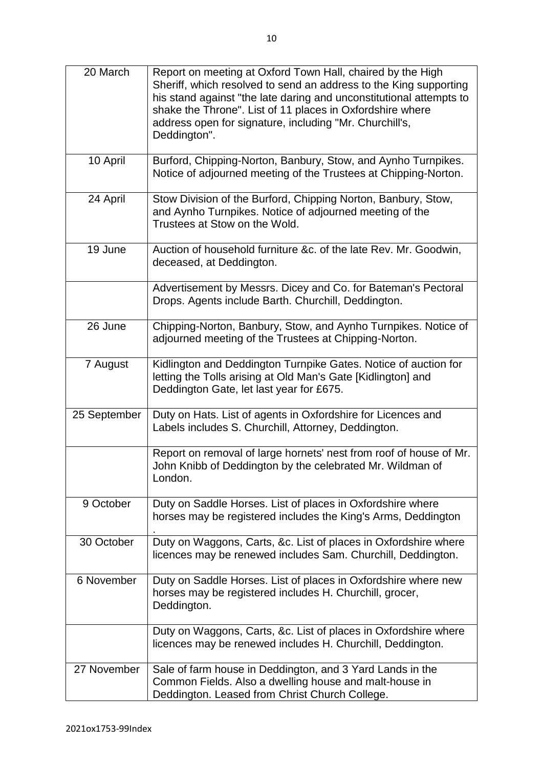| | |
|---|---|
| 20 March | Report on meeting at Oxford Town Hall, chaired by the High Sheriff, which resolved to send an address to the King supporting his stand against "the late daring and unconstitutional attempts to shake the Throne". List of 11 places in Oxfordshire where address open for signature, including "Mr. Churchill's, Deddington". |
| 10 April | Burford, Chipping-Norton, Banbury, Stow, and Aynho Turnpikes. Notice of adjourned meeting of the Trustees at Chipping-Norton. |
| 24 April | Stow Division of the Burford, Chipping Norton, Banbury, Stow, and Aynho Turnpikes. Notice of adjourned meeting of the Trustees at Stow on the Wold. |
| 19 June | Auction of household furniture &c. of the late Rev. Mr. Goodwin, deceased, at Deddington. |
| | Advertisement by Messrs. Dicey and Co. for Bateman's Pectoral Drops. Agents include Barth. Churchill, Deddington. |
| 26 June | Chipping-Norton, Banbury, Stow, and Aynho Turnpikes. Notice of adjourned meeting of the Trustees at Chipping-Norton. |
| 7 August | Kidlington and Deddington Turnpike Gates. Notice of auction for letting the Tolls arising at Old Man's Gate [Kidlington] and Deddington Gate, let last year for £675. |
| 25 September | Duty on Hats. List of agents in Oxfordshire for Licences and Labels includes S. Churchill, Attorney, Deddington. |
| | Report on removal of large hornets' nest from roof of house of Mr. John Knibb of Deddington by the celebrated Mr. Wildman of London. |
| 9 October | Duty on Saddle Horses. List of places in Oxfordshire where horses may be registered includes the King's Arms, Deddington. |
| 30 October | Duty on Waggons, Carts, &c. List of places in Oxfordshire where licences may be renewed includes Sam. Churchill, Deddington. |
| 6 November | Duty on Saddle Horses. List of places in Oxfordshire where new horses may be registered includes H. Churchill, grocer, Deddington. |
| | Duty on Waggons, Carts, &c. List of places in Oxfordshire where licences may be renewed includes H. Churchill, Deddington. |
| 27 November | Sale of farm house in Deddington, and 3 Yard Lands in the Common Fields. Also a dwelling house and malt-house in Deddington. Leased from Christ Church College. |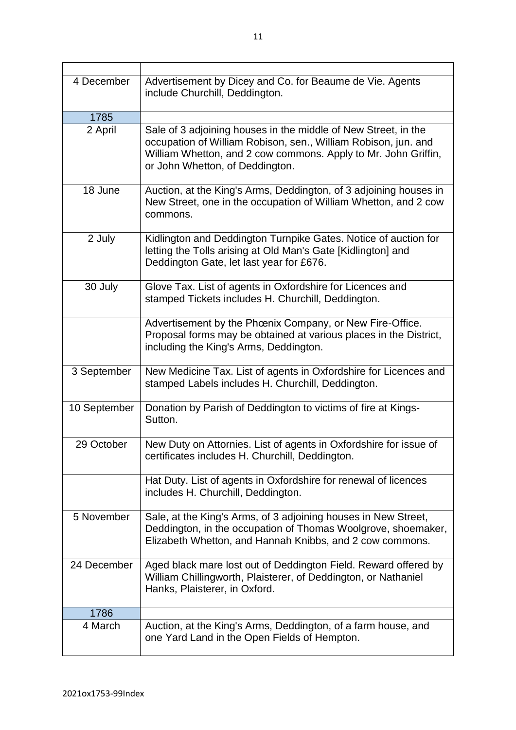| | |
|---|---|
| 4 December | Advertisement by Dicey and Co. for Beaume de Vie. Agents include Churchill, Deddington. |
| 1785 | |
| 2 April | Sale of 3 adjoining houses in the middle of New Street, in the occupation of William Robison, sen., William Robison, jun. and William Whetton, and 2 cow commons. Apply to Mr. John Griffin, or John Whetton, of Deddington. |
| 18 June | Auction, at the King's Arms, Deddington, of 3 adjoining houses in New Street, one in the occupation of William Whetton, and 2 cow commons. |
| 2 July | Kidlington and Deddington Turnpike Gates. Notice of auction for letting the Tolls arising at Old Man's Gate [Kidlington] and Deddington Gate, let last year for £676. |
| 30 July | Glove Tax. List of agents in Oxfordshire for Licences and stamped Tickets includes H. Churchill, Deddington. |
| | Advertisement by the Phœnix Company, or New Fire-Office. Proposal forms may be obtained at various places in the District, including the King's Arms, Deddington. |
| 3 September | New Medicine Tax. List of agents in Oxfordshire for Licences and stamped Labels includes H. Churchill, Deddington. |
| 10 September | Donation by Parish of Deddington to victims of fire at Kings-Sutton. |
| 29 October | New Duty on Attornies. List of agents in Oxfordshire for issue of certificates includes H. Churchill, Deddington. |
| | Hat Duty. List of agents in Oxfordshire for renewal of licences includes H. Churchill, Deddington. |
| 5 November | Sale, at the King's Arms, of 3 adjoining houses in New Street, Deddington, in the occupation of Thomas Woolgrove, shoemaker, Elizabeth Whetton, and Hannah Knibbs, and 2 cow commons. |
| 24 December | Aged black mare lost out of Deddington Field. Reward offered by William Chillingworth, Plaisterer, of Deddington, or Nathaniel Hanks, Plaisterer, in Oxford. |
| 1786 | |
| 4 March | Auction, at the King's Arms, Deddington, of a farm house, and one Yard Land in the Open Fields of Hempton. |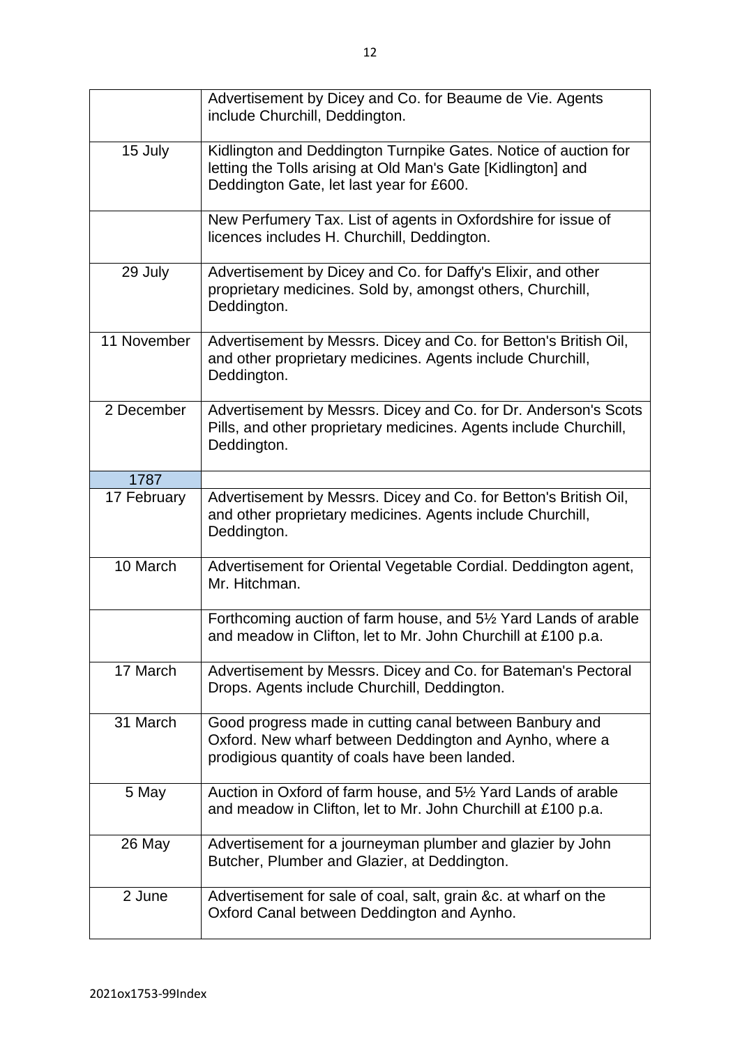| | |
|---|---|
| | Advertisement by Dicey and Co. for Beaume de Vie. Agents include Churchill, Deddington. |
| 15 July | Kidlington and Deddington Turnpike Gates. Notice of auction for letting the Tolls arising at Old Man's Gate [Kidlington] and Deddington Gate, let last year for £600. |
| | New Perfumery Tax. List of agents in Oxfordshire for issue of licences includes H. Churchill, Deddington. |
| 29 July | Advertisement by Dicey and Co. for Daffy's Elixir, and other proprietary medicines. Sold by, amongst others, Churchill, Deddington. |
| 11 November | Advertisement by Messrs. Dicey and Co. for Betton's British Oil, and other proprietary medicines. Agents include Churchill, Deddington. |
| 2 December | Advertisement by Messrs. Dicey and Co. for Dr. Anderson's Scots Pills, and other proprietary medicines. Agents include Churchill, Deddington. |
| 1787 | |
| 17 February | Advertisement by Messrs. Dicey and Co. for Betton's British Oil, and other proprietary medicines. Agents include Churchill, Deddington. |
| 10 March | Advertisement for Oriental Vegetable Cordial. Deddington agent, Mr. Hitchman. |
| | Forthcoming auction of farm house, and 5½ Yard Lands of arable and meadow in Clifton, let to Mr. John Churchill at £100 p.a. |
| 17 March | Advertisement by Messrs. Dicey and Co. for Bateman's Pectoral Drops. Agents include Churchill, Deddington. |
| 31 March | Good progress made in cutting canal between Banbury and Oxford. New wharf between Deddington and Aynho, where a prodigious quantity of coals have been landed. |
| 5 May | Auction in Oxford of farm house, and 5½ Yard Lands of arable and meadow in Clifton, let to Mr. John Churchill at £100 p.a. |
| 26 May | Advertisement for a journeyman plumber and glazier by John Butcher, Plumber and Glazier, at Deddington. |
| 2 June | Advertisement for sale of coal, salt, grain &c. at wharf on the Oxford Canal between Deddington and Aynho. |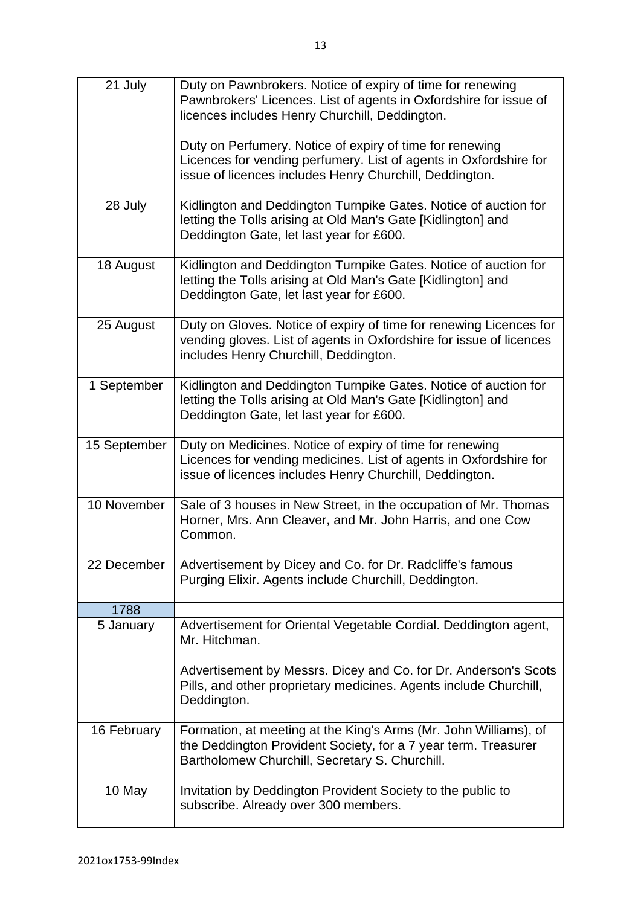| | |
|---|---|
| 21 July | Duty on Pawnbrokers. Notice of expiry of time for renewing Pawnbrokers' Licences. List of agents in Oxfordshire for issue of licences includes Henry Churchill, Deddington. |
| | Duty on Perfumery. Notice of expiry of time for renewing Licences for vending perfumery. List of agents in Oxfordshire for issue of licences includes Henry Churchill, Deddington. |
| 28 July | Kidlington and Deddington Turnpike Gates. Notice of auction for letting the Tolls arising at Old Man's Gate [Kidlington] and Deddington Gate, let last year for £600. |
| 18 August | Kidlington and Deddington Turnpike Gates. Notice of auction for letting the Tolls arising at Old Man's Gate [Kidlington] and Deddington Gate, let last year for £600. |
| 25 August | Duty on Gloves. Notice of expiry of time for renewing Licences for vending gloves. List of agents in Oxfordshire for issue of licences includes Henry Churchill, Deddington. |
| 1 September | Kidlington and Deddington Turnpike Gates. Notice of auction for letting the Tolls arising at Old Man's Gate [Kidlington] and Deddington Gate, let last year for £600. |
| 15 September | Duty on Medicines. Notice of expiry of time for renewing Licences for vending medicines. List of agents in Oxfordshire for issue of licences includes Henry Churchill, Deddington. |
| 10 November | Sale of 3 houses in New Street, in the occupation of Mr. Thomas Horner, Mrs. Ann Cleaver, and Mr. John Harris, and one Cow Common. |
| 22 December | Advertisement by Dicey and Co. for Dr. Radcliffe's famous Purging Elixir. Agents include Churchill, Deddington. |
| 1788 | |
| 5 January | Advertisement for Oriental Vegetable Cordial. Deddington agent, Mr. Hitchman. |
| | Advertisement by Messrs. Dicey and Co. for Dr. Anderson's Scots Pills, and other proprietary medicines. Agents include Churchill, Deddington. |
| 16 February | Formation, at meeting at the King's Arms (Mr. John Williams), of the Deddington Provident Society, for a 7 year term. Treasurer Bartholomew Churchill, Secretary S. Churchill. |
| 10 May | Invitation by Deddington Provident Society to the public to subscribe. Already over 300 members. |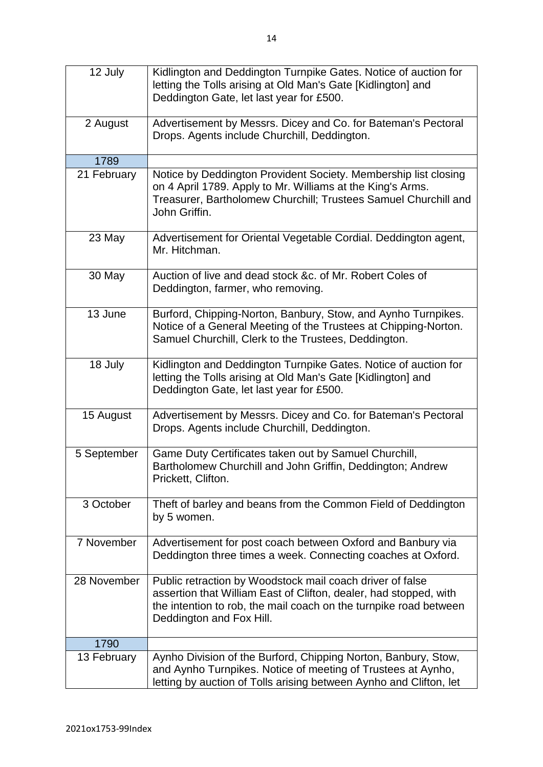| | |
|---|---|
| 12 July | Kidlington and Deddington Turnpike Gates. Notice of auction for letting the Tolls arising at Old Man's Gate [Kidlington] and Deddington Gate, let last year for £500. |
| 2 August | Advertisement by Messrs. Dicey and Co. for Bateman's Pectoral Drops. Agents include Churchill, Deddington. |
| 1789 | |
| 21 February | Notice by Deddington Provident Society. Membership list closing on 4 April 1789. Apply to Mr. Williams at the King's Arms. Treasurer, Bartholomew Churchill; Trustees Samuel Churchill and John Griffin. |
| 23 May | Advertisement for Oriental Vegetable Cordial. Deddington agent, Mr. Hitchman. |
| 30 May | Auction of live and dead stock &c. of Mr. Robert Coles of Deddington, farmer, who removing. |
| 13 June | Burford, Chipping-Norton, Banbury, Stow, and Aynho Turnpikes. Notice of a General Meeting of the Trustees at Chipping-Norton. Samuel Churchill, Clerk to the Trustees, Deddington. |
| 18 July | Kidlington and Deddington Turnpike Gates. Notice of auction for letting the Tolls arising at Old Man's Gate [Kidlington] and Deddington Gate, let last year for £500. |
| 15 August | Advertisement by Messrs. Dicey and Co. for Bateman's Pectoral Drops. Agents include Churchill, Deddington. |
| 5 September | Game Duty Certificates taken out by Samuel Churchill, Bartholomew Churchill and John Griffin, Deddington; Andrew Prickett, Clifton. |
| 3 October | Theft of barley and beans from the Common Field of Deddington by 5 women. |
| 7 November | Advertisement for post coach between Oxford and Banbury via Deddington three times a week. Connecting coaches at Oxford. |
| 28 November | Public retraction by Woodstock mail coach driver of false assertion that William East of Clifton, dealer, had stopped, with the intention to rob, the mail coach on the turnpike road between Deddington and Fox Hill. |
| 1790 | |
| 13 February | Aynho Division of the Burford, Chipping Norton, Banbury, Stow, and Aynho Turnpikes. Notice of meeting of Trustees at Aynho, letting by auction of Tolls arising between Aynho and Clifton, let |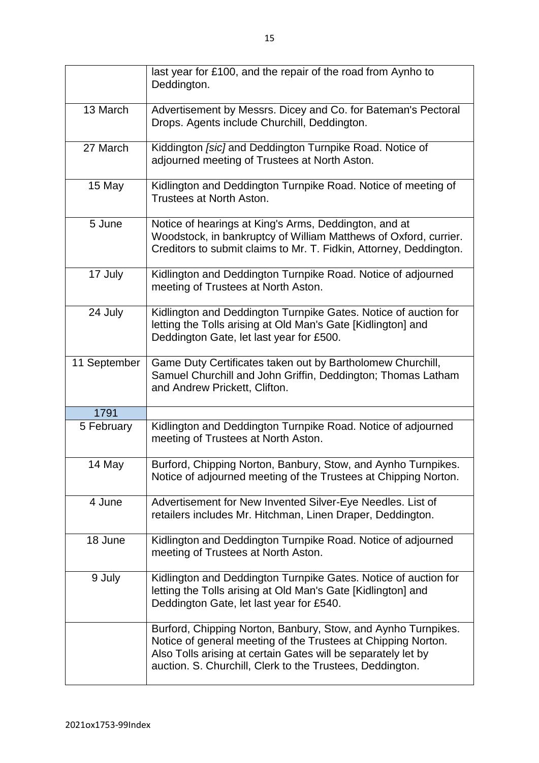| | |
|---|---|
| | last year for £100, and the repair of the road from Aynho to Deddington. |
| 13 March | Advertisement by Messrs. Dicey and Co. for Bateman's Pectoral Drops. Agents include Churchill, Deddington. |
| 27 March | Kiddington *[sic]* and Deddington Turnpike Road. Notice of adjourned meeting of Trustees at North Aston. |
| 15 May | Kidlington and Deddington Turnpike Road. Notice of meeting of Trustees at North Aston. |
| 5 June | Notice of hearings at King's Arms, Deddington, and at Woodstock, in bankruptcy of William Matthews of Oxford, currier. Creditors to submit claims to Mr. T. Fidkin, Attorney, Deddington. |
| 17 July | Kidlington and Deddington Turnpike Road. Notice of adjourned meeting of Trustees at North Aston. |
| 24 July | Kidlington and Deddington Turnpike Gates. Notice of auction for letting the Tolls arising at Old Man's Gate [Kidlington] and Deddington Gate, let last year for £500. |
| 11 September | Game Duty Certificates taken out by Bartholomew Churchill, Samuel Churchill and John Griffin, Deddington; Thomas Latham and Andrew Prickett, Clifton. |
| 1791 | |
| 5 February | Kidlington and Deddington Turnpike Road. Notice of adjourned meeting of Trustees at North Aston. |
| 14 May | Burford, Chipping Norton, Banbury, Stow, and Aynho Turnpikes. Notice of adjourned meeting of the Trustees at Chipping Norton. |
| 4 June | Advertisement for New Invented Silver-Eye Needles. List of retailers includes Mr. Hitchman, Linen Draper, Deddington. |
| 18 June | Kidlington and Deddington Turnpike Road. Notice of adjourned meeting of Trustees at North Aston. |
| 9 July | Kidlington and Deddington Turnpike Gates. Notice of auction for letting the Tolls arising at Old Man's Gate [Kidlington] and Deddington Gate, let last year for £540. |
| | Burford, Chipping Norton, Banbury, Stow, and Aynho Turnpikes. Notice of general meeting of the Trustees at Chipping Norton. Also Tolls arising at certain Gates will be separately let by auction. S. Churchill, Clerk to the Trustees, Deddington. |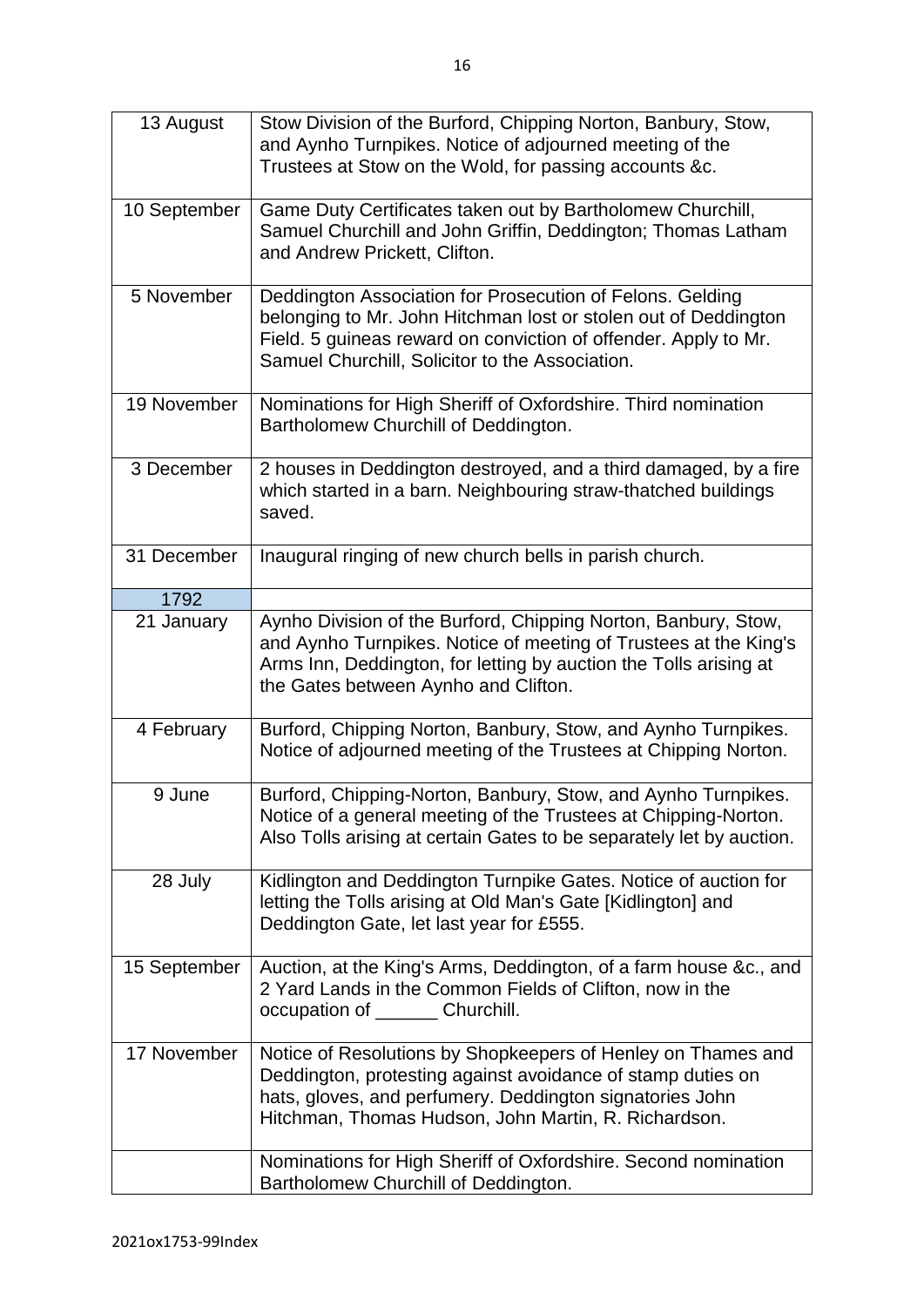| | |
|---|---|
| 13 August | Stow Division of the Burford, Chipping Norton, Banbury, Stow, and Aynho Turnpikes. Notice of adjourned meeting of the Trustees at Stow on the Wold, for passing accounts &c. |
| 10 September | Game Duty Certificates taken out by Bartholomew Churchill, Samuel Churchill and John Griffin, Deddington; Thomas Latham and Andrew Prickett, Clifton. |
| 5 November | Deddington Association for Prosecution of Felons. Gelding belonging to Mr. John Hitchman lost or stolen out of Deddington Field. 5 guineas reward on conviction of offender. Apply to Mr. Samuel Churchill, Solicitor to the Association. |
| 19 November | Nominations for High Sheriff of Oxfordshire. Third nomination Bartholomew Churchill of Deddington. |
| 3 December | 2 houses in Deddington destroyed, and a third damaged, by a fire which started in a barn. Neighbouring straw-thatched buildings saved. |
| 31 December | Inaugural ringing of new church bells in parish church. |
| 1792 | |
| 21 January | Aynho Division of the Burford, Chipping Norton, Banbury, Stow, and Aynho Turnpikes. Notice of meeting of Trustees at the King's Arms Inn, Deddington, for letting by auction the Tolls arising at the Gates between Aynho and Clifton. |
| 4 February | Burford, Chipping Norton, Banbury, Stow, and Aynho Turnpikes. Notice of adjourned meeting of the Trustees at Chipping Norton. |
| 9 June | Burford, Chipping-Norton, Banbury, Stow, and Aynho Turnpikes. Notice of a general meeting of the Trustees at Chipping-Norton. Also Tolls arising at certain Gates to be separately let by auction. |
| 28 July | Kidlington and Deddington Turnpike Gates. Notice of auction for letting the Tolls arising at Old Man's Gate [Kidlington] and Deddington Gate, let last year for £555. |
| 15 September | Auction, at the King's Arms, Deddington, of a farm house &c., and 2 Yard Lands in the Common Fields of Clifton, now in the occupation of ______ Churchill. |
| 17 November | Notice of Resolutions by Shopkeepers of Henley on Thames and Deddington, protesting against avoidance of stamp duties on hats, gloves, and perfumery. Deddington signatories John Hitchman, Thomas Hudson, John Martin, R. Richardson. |
| | Nominations for High Sheriff of Oxfordshire. Second nomination Bartholomew Churchill of Deddington. |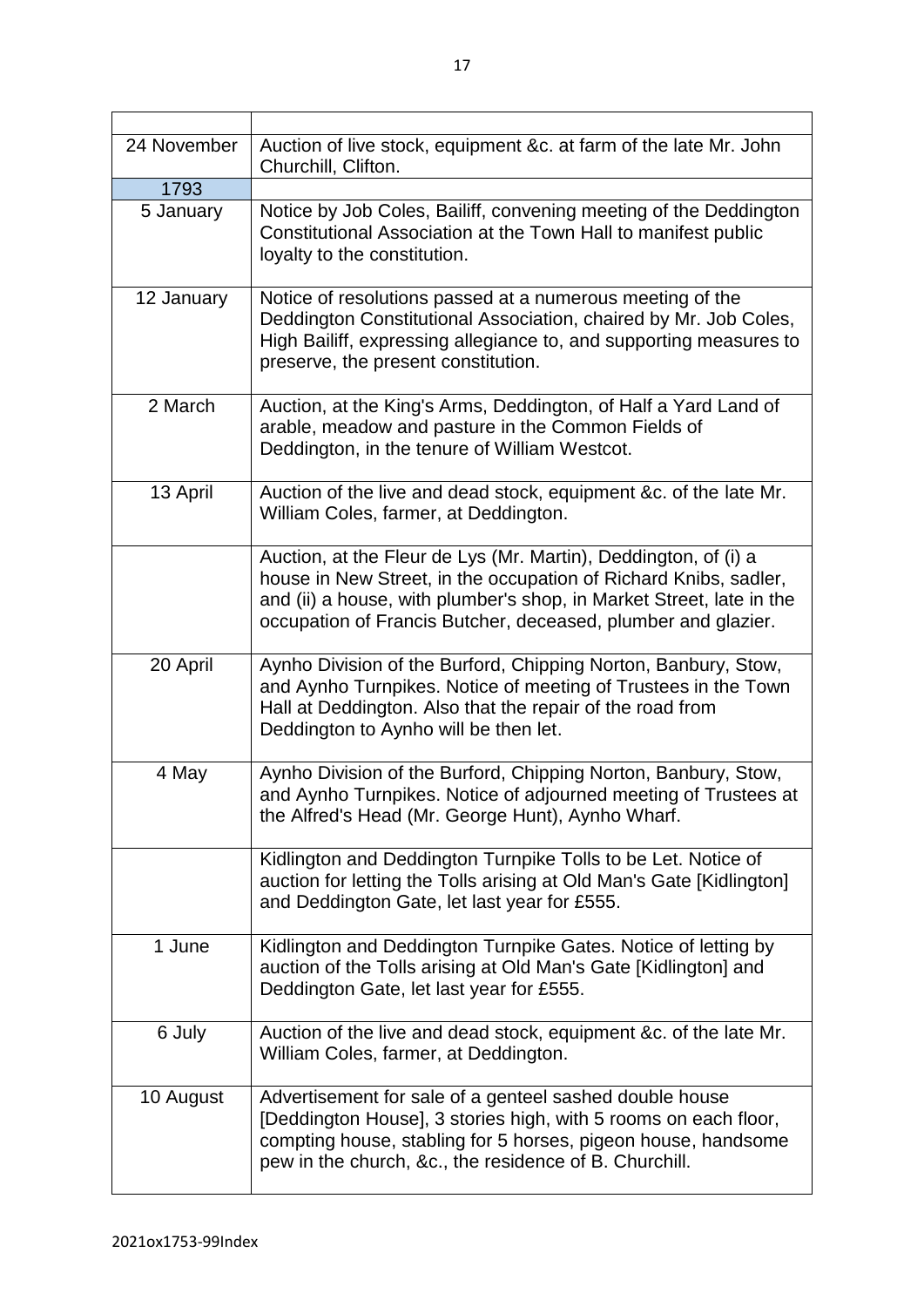| | |
|---|---|
| 24 November | Auction of live stock, equipment &c. at farm of the late Mr. John Churchill, Clifton. |
| 1793 | |
| 5 January | Notice by Job Coles, Bailiff, convening meeting of the Deddington Constitutional Association at the Town Hall to manifest public loyalty to the constitution. |
| 12 January | Notice of resolutions passed at a numerous meeting of the Deddington Constitutional Association, chaired by Mr. Job Coles, High Bailiff, expressing allegiance to, and supporting measures to preserve, the present constitution. |
| 2 March | Auction, at the King's Arms, Deddington, of Half a Yard Land of arable, meadow and pasture in the Common Fields of Deddington, in the tenure of William Westcot. |
| 13 April | Auction of the live and dead stock, equipment &c. of the late Mr. William Coles, farmer, at Deddington. |
| | Auction, at the Fleur de Lys (Mr. Martin), Deddington, of (i) a house in New Street, in the occupation of Richard Knibs, sadler, and (ii) a house, with plumber's shop, in Market Street, late in the occupation of Francis Butcher, deceased, plumber and glazier. |
| 20 April | Aynho Division of the Burford, Chipping Norton, Banbury, Stow, and Aynho Turnpikes. Notice of meeting of Trustees in the Town Hall at Deddington. Also that the repair of the road from Deddington to Aynho will be then let. |
| 4 May | Aynho Division of the Burford, Chipping Norton, Banbury, Stow, and Aynho Turnpikes. Notice of adjourned meeting of Trustees at the Alfred's Head (Mr. George Hunt), Aynho Wharf. |
| | Kidlington and Deddington Turnpike Tolls to be Let. Notice of auction for letting the Tolls arising at Old Man's Gate [Kidlington] and Deddington Gate, let last year for £555. |
| 1 June | Kidlington and Deddington Turnpike Gates. Notice of letting by auction of the Tolls arising at Old Man's Gate [Kidlington] and Deddington Gate, let last year for £555. |
| 6 July | Auction of the live and dead stock, equipment &c. of the late Mr. William Coles, farmer, at Deddington. |
| 10 August | Advertisement for sale of a genteel sashed double house [Deddington House], 3 stories high, with 5 rooms on each floor, compting house, stabling for 5 horses, pigeon house, handsome pew in the church, &c., the residence of B. Churchill. |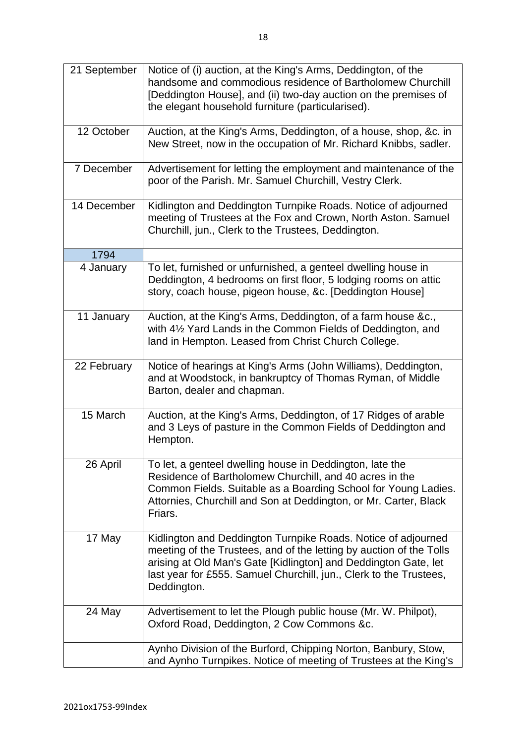| | |
|---|---|
| 21 September | Notice of (i) auction, at the King's Arms, Deddington, of the handsome and commodious residence of Bartholomew Churchill [Deddington House], and (ii) two-day auction on the premises of the elegant household furniture (particularised). |
| 12 October | Auction, at the King's Arms, Deddington, of a house, shop, &c. in New Street, now in the occupation of Mr. Richard Knibbs, sadler. |
| 7 December | Advertisement for letting the employment and maintenance of the poor of the Parish. Mr. Samuel Churchill, Vestry Clerk. |
| 14 December | Kidlington and Deddington Turnpike Roads. Notice of adjourned meeting of Trustees at the Fox and Crown, North Aston. Samuel Churchill, jun., Clerk to the Trustees, Deddington. |
| 1794 | |
| 4 January | To let, furnished or unfurnished, a genteel dwelling house in Deddington, 4 bedrooms on first floor, 5 lodging rooms on attic story, coach house, pigeon house, &c. [Deddington House] |
| 11 January | Auction, at the King's Arms, Deddington, of a farm house &c., with 4½ Yard Lands in the Common Fields of Deddington, and land in Hempton. Leased from Christ Church College. |
| 22 February | Notice of hearings at King's Arms (John Williams), Deddington, and at Woodstock, in bankruptcy of Thomas Ryman, of Middle Barton, dealer and chapman. |
| 15 March | Auction, at the King's Arms, Deddington, of 17 Ridges of arable and 3 Leys of pasture in the Common Fields of Deddington and Hempton. |
| 26 April | To let, a genteel dwelling house in Deddington, late the Residence of Bartholomew Churchill, and 40 acres in the Common Fields. Suitable as a Boarding School for Young Ladies. Attornies, Churchill and Son at Deddington, or Mr. Carter, Black Friars. |
| 17 May | Kidlington and Deddington Turnpike Roads. Notice of adjourned meeting of the Trustees, and of the letting by auction of the Tolls arising at Old Man's Gate [Kidlington] and Deddington Gate, let last year for £555. Samuel Churchill, jun., Clerk to the Trustees, Deddington. |
| 24 May | Advertisement to let the Plough public house (Mr. W. Philpot), Oxford Road, Deddington, 2 Cow Commons &c. |
| | Aynho Division of the Burford, Chipping Norton, Banbury, Stow, and Aynho Turnpikes. Notice of meeting of Trustees at the King's |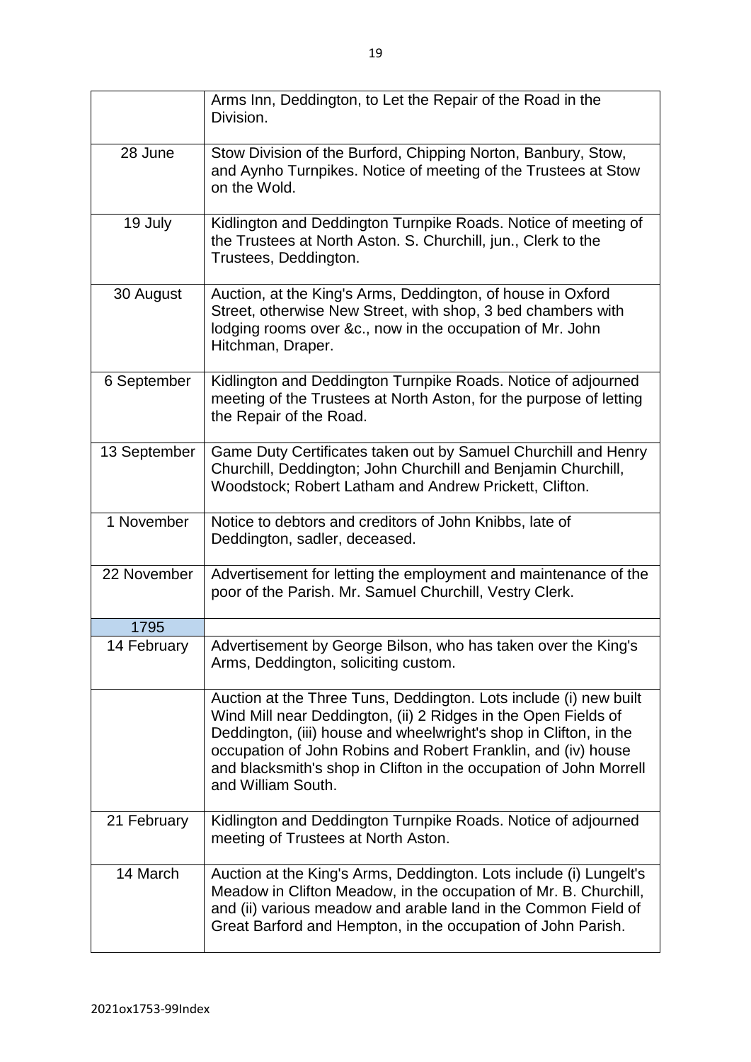| | |
|---|---|
| | Arms Inn, Deddington, to Let the Repair of the Road in the Division. |
| 28 June | Stow Division of the Burford, Chipping Norton, Banbury, Stow, and Aynho Turnpikes. Notice of meeting of the Trustees at Stow on the Wold. |
| 19 July | Kidlington and Deddington Turnpike Roads. Notice of meeting of the Trustees at North Aston. S. Churchill, jun., Clerk to the Trustees, Deddington. |
| 30 August | Auction, at the King's Arms, Deddington, of house in Oxford Street, otherwise New Street, with shop, 3 bed chambers with lodging rooms over &c., now in the occupation of Mr. John Hitchman, Draper. |
| 6 September | Kidlington and Deddington Turnpike Roads. Notice of adjourned meeting of the Trustees at North Aston, for the purpose of letting the Repair of the Road. |
| 13 September | Game Duty Certificates taken out by Samuel Churchill and Henry Churchill, Deddington; John Churchill and Benjamin Churchill, Woodstock; Robert Latham and Andrew Prickett, Clifton. |
| 1 November | Notice to debtors and creditors of John Knibbs, late of Deddington, sadler, deceased. |
| 22 November | Advertisement for letting the employment and maintenance of the poor of the Parish. Mr. Samuel Churchill, Vestry Clerk. |
| 1795 | |
| 14 February | Advertisement by George Bilson, who has taken over the King's Arms, Deddington, soliciting custom. |
| | Auction at the Three Tuns, Deddington. Lots include (i) new built Wind Mill near Deddington, (ii) 2 Ridges in the Open Fields of Deddington, (iii) house and wheelwright's shop in Clifton, in the occupation of John Robins and Robert Franklin, and (iv) house and blacksmith's shop in Clifton in the occupation of John Morrell and William South. |
| 21 February | Kidlington and Deddington Turnpike Roads. Notice of adjourned meeting of Trustees at North Aston. |
| 14 March | Auction at the King's Arms, Deddington. Lots include (i) Lungelt's Meadow in Clifton Meadow, in the occupation of Mr. B. Churchill, and (ii) various meadow and arable land in the Common Field of Great Barford and Hempton, in the occupation of John Parish. |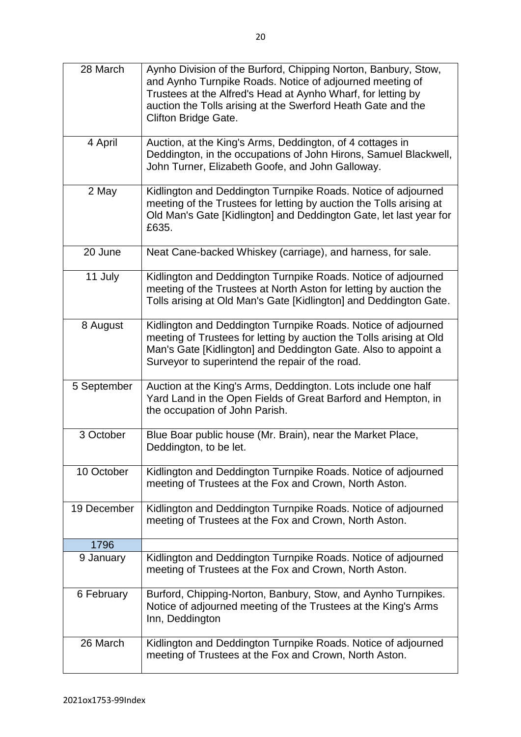| | |
|---|---|
| 28 March | Aynho Division of the Burford, Chipping Norton, Banbury, Stow, and Aynho Turnpike Roads. Notice of adjourned meeting of Trustees at the Alfred's Head at Aynho Wharf, for letting by auction the Tolls arising at the Swerford Heath Gate and the Clifton Bridge Gate. |
| 4 April | Auction, at the King's Arms, Deddington, of 4 cottages in Deddington, in the occupations of John Hirons, Samuel Blackwell, John Turner, Elizabeth Goofe, and John Galloway. |
| 2 May | Kidlington and Deddington Turnpike Roads. Notice of adjourned meeting of the Trustees for letting by auction the Tolls arising at Old Man's Gate [Kidlington] and Deddington Gate, let last year for £635. |
| 20 June | Neat Cane-backed Whiskey (carriage), and harness, for sale. |
| 11 July | Kidlington and Deddington Turnpike Roads. Notice of adjourned meeting of the Trustees at North Aston for letting by auction the Tolls arising at Old Man's Gate [Kidlington] and Deddington Gate. |
| 8 August | Kidlington and Deddington Turnpike Roads. Notice of adjourned meeting of Trustees for letting by auction the Tolls arising at Old Man's Gate [Kidlington] and Deddington Gate. Also to appoint a Surveyor to superintend the repair of the road. |
| 5 September | Auction at the King's Arms, Deddington. Lots include one half Yard Land in the Open Fields of Great Barford and Hempton, in the occupation of John Parish. |
| 3 October | Blue Boar public house (Mr. Brain), near the Market Place, Deddington, to be let. |
| 10 October | Kidlington and Deddington Turnpike Roads. Notice of adjourned meeting of Trustees at the Fox and Crown, North Aston. |
| 19 December | Kidlington and Deddington Turnpike Roads. Notice of adjourned meeting of Trustees at the Fox and Crown, North Aston. |
| 1796 | |
| 9 January | Kidlington and Deddington Turnpike Roads. Notice of adjourned meeting of Trustees at the Fox and Crown, North Aston. |
| 6 February | Burford, Chipping-Norton, Banbury, Stow, and Aynho Turnpikes. Notice of adjourned meeting of the Trustees at the King's Arms Inn, Deddington |
| 26 March | Kidlington and Deddington Turnpike Roads. Notice of adjourned meeting of Trustees at the Fox and Crown, North Aston. |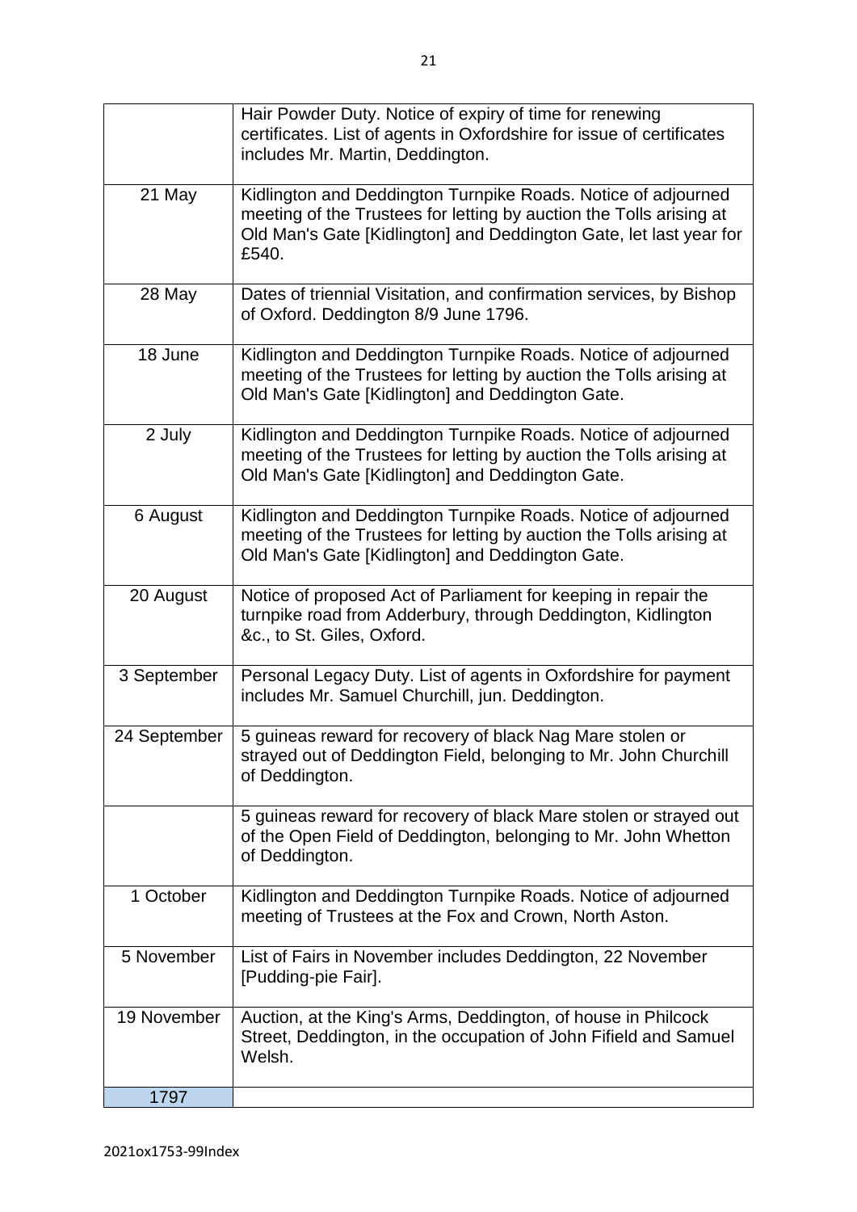| | |
|---|---|
| | Hair Powder Duty. Notice of expiry of time for renewing certificates. List of agents in Oxfordshire for issue of certificates includes Mr. Martin, Deddington. |
| 21 May | Kidlington and Deddington Turnpike Roads. Notice of adjourned meeting of the Trustees for letting by auction the Tolls arising at Old Man's Gate [Kidlington] and Deddington Gate, let last year for £540. |
| 28 May | Dates of triennial Visitation, and confirmation services, by Bishop of Oxford. Deddington 8/9 June 1796. |
| 18 June | Kidlington and Deddington Turnpike Roads. Notice of adjourned meeting of the Trustees for letting by auction the Tolls arising at Old Man's Gate [Kidlington] and Deddington Gate. |
| 2 July | Kidlington and Deddington Turnpike Roads. Notice of adjourned meeting of the Trustees for letting by auction the Tolls arising at Old Man's Gate [Kidlington] and Deddington Gate. |
| 6 August | Kidlington and Deddington Turnpike Roads. Notice of adjourned meeting of the Trustees for letting by auction the Tolls arising at Old Man's Gate [Kidlington] and Deddington Gate. |
| 20 August | Notice of proposed Act of Parliament for keeping in repair the turnpike road from Adderbury, through Deddington, Kidlington &c., to St. Giles, Oxford. |
| 3 September | Personal Legacy Duty. List of agents in Oxfordshire for payment includes Mr. Samuel Churchill, jun. Deddington. |
| 24 September | 5 guineas reward for recovery of black Nag Mare stolen or strayed out of Deddington Field, belonging to Mr. John Churchill of Deddington. |
| | 5 guineas reward for recovery of black Mare stolen or strayed out of the Open Field of Deddington, belonging to Mr. John Whetton of Deddington. |
| 1 October | Kidlington and Deddington Turnpike Roads. Notice of adjourned meeting of Trustees at the Fox and Crown, North Aston. |
| 5 November | List of Fairs in November includes Deddington, 22 November [Pudding-pie Fair]. |
| 19 November | Auction, at the King's Arms, Deddington, of house in Philcock Street, Deddington, in the occupation of John Fifield and Samuel Welsh. |
| 1797 | |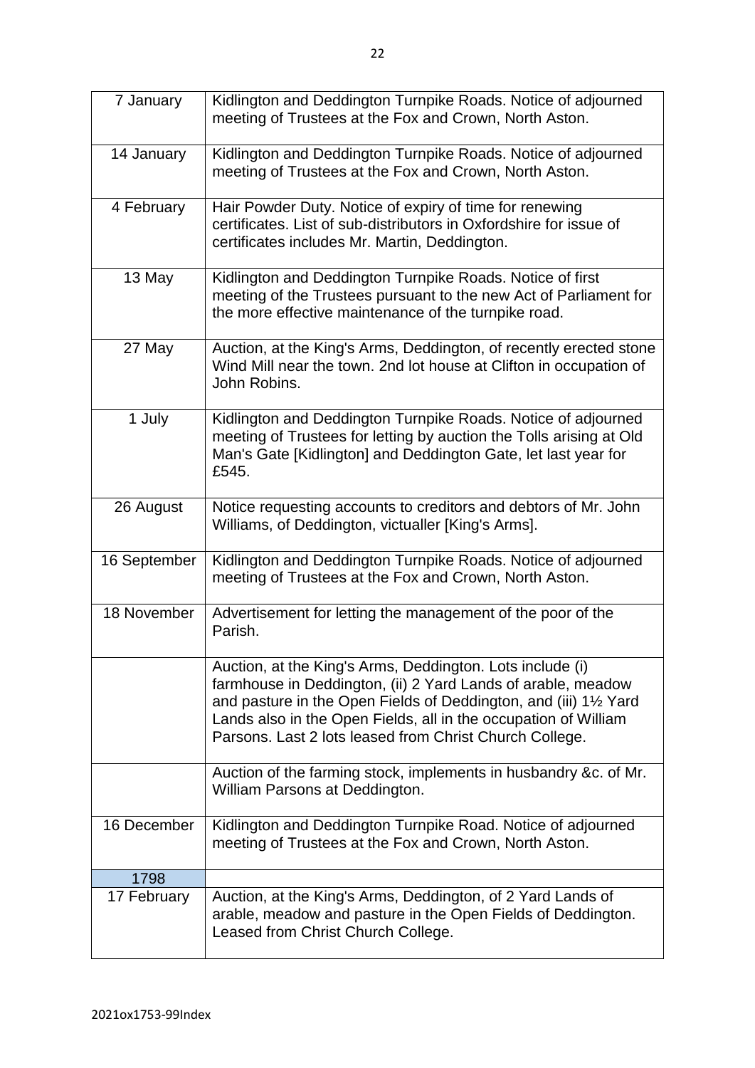| | |
|---|---|
| 7 January | Kidlington and Deddington Turnpike Roads. Notice of adjourned meeting of Trustees at the Fox and Crown, North Aston. |
| 14 January | Kidlington and Deddington Turnpike Roads. Notice of adjourned meeting of Trustees at the Fox and Crown, North Aston. |
| 4 February | Hair Powder Duty. Notice of expiry of time for renewing certificates. List of sub-distributors in Oxfordshire for issue of certificates includes Mr. Martin, Deddington. |
| 13 May | Kidlington and Deddington Turnpike Roads. Notice of first meeting of the Trustees pursuant to the new Act of Parliament for the more effective maintenance of the turnpike road. |
| 27 May | Auction, at the King's Arms, Deddington, of recently erected stone Wind Mill near the town. 2nd lot house at Clifton in occupation of John Robins. |
| 1 July | Kidlington and Deddington Turnpike Roads. Notice of adjourned meeting of Trustees for letting by auction the Tolls arising at Old Man's Gate [Kidlington] and Deddington Gate, let last year for £545. |
| 26 August | Notice requesting accounts to creditors and debtors of Mr. John Williams, of Deddington, victualler [King's Arms]. |
| 16 September | Kidlington and Deddington Turnpike Roads. Notice of adjourned meeting of Trustees at the Fox and Crown, North Aston. |
| 18 November | Advertisement for letting the management of the poor of the Parish. |
| | Auction, at the King's Arms, Deddington. Lots include (i) farmhouse in Deddington, (ii) 2 Yard Lands of arable, meadow and pasture in the Open Fields of Deddington, and (iii) 1½ Yard Lands also in the Open Fields, all in the occupation of William Parsons. Last 2 lots leased from Christ Church College. |
| | Auction of the farming stock, implements in husbandry &c. of Mr. William Parsons at Deddington. |
| 16 December | Kidlington and Deddington Turnpike Road. Notice of adjourned meeting of Trustees at the Fox and Crown, North Aston. |
| 1798 | |
| 17 February | Auction, at the King's Arms, Deddington, of 2 Yard Lands of arable, meadow and pasture in the Open Fields of Deddington. Leased from Christ Church College. |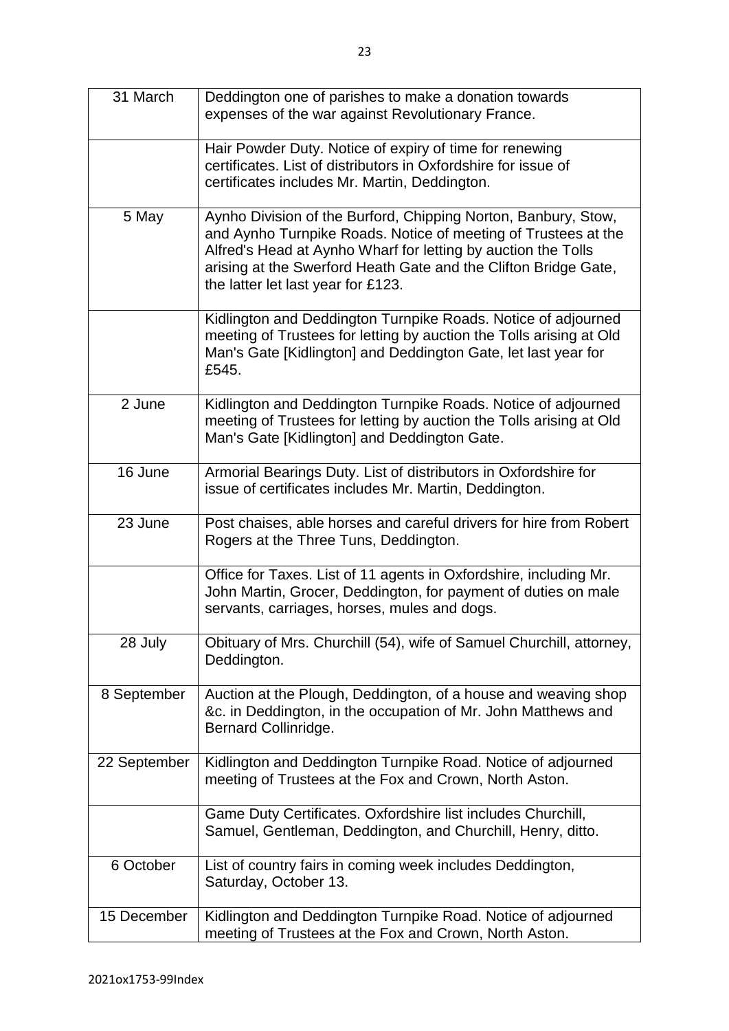| | |
|---|---|
| 31 March | Deddington one of parishes to make a donation towards expenses of the war against Revolutionary France. |
| | Hair Powder Duty. Notice of expiry of time for renewing certificates. List of distributors in Oxfordshire for issue of certificates includes Mr. Martin, Deddington. |
| 5 May | Aynho Division of the Burford, Chipping Norton, Banbury, Stow, and Aynho Turnpike Roads. Notice of meeting of Trustees at the Alfred's Head at Aynho Wharf for letting by auction the Tolls arising at the Swerford Heath Gate and the Clifton Bridge Gate, the latter let last year for £123. |
| | Kidlington and Deddington Turnpike Roads. Notice of adjourned meeting of Trustees for letting by auction the Tolls arising at Old Man's Gate [Kidlington] and Deddington Gate, let last year for £545. |
| 2 June | Kidlington and Deddington Turnpike Roads. Notice of adjourned meeting of Trustees for letting by auction the Tolls arising at Old Man's Gate [Kidlington] and Deddington Gate. |
| 16 June | Armorial Bearings Duty. List of distributors in Oxfordshire for issue of certificates includes Mr. Martin, Deddington. |
| 23 June | Post chaises, able horses and careful drivers for hire from Robert Rogers at the Three Tuns, Deddington. |
| | Office for Taxes. List of 11 agents in Oxfordshire, including Mr. John Martin, Grocer, Deddington, for payment of duties on male servants, carriages, horses, mules and dogs. |
| 28 July | Obituary of Mrs. Churchill (54), wife of Samuel Churchill, attorney, Deddington. |
| 8 September | Auction at the Plough, Deddington, of a house and weaving shop &c. in Deddington, in the occupation of Mr. John Matthews and Bernard Collinridge. |
| 22 September | Kidlington and Deddington Turnpike Road. Notice of adjourned meeting of Trustees at the Fox and Crown, North Aston. |
| | Game Duty Certificates. Oxfordshire list includes Churchill, Samuel, Gentleman, Deddington, and Churchill, Henry, ditto. |
| 6 October | List of country fairs in coming week includes Deddington, Saturday, October 13. |
| 15 December | Kidlington and Deddington Turnpike Road. Notice of adjourned meeting of Trustees at the Fox and Crown, North Aston. |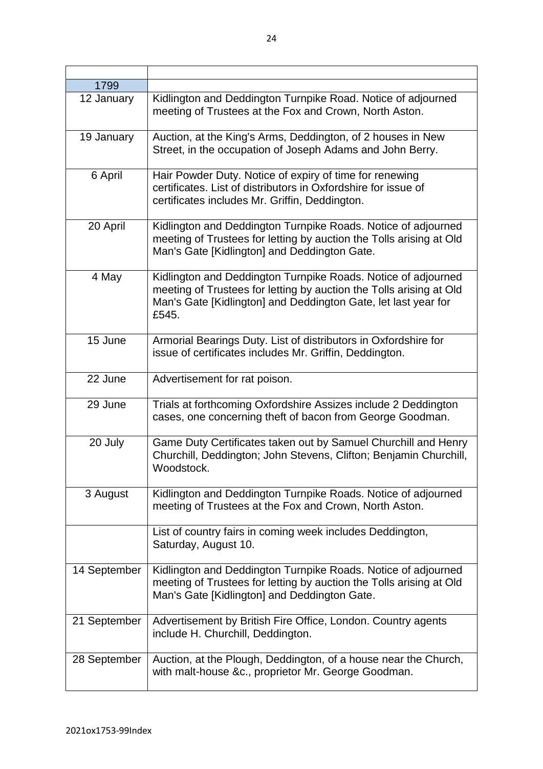| | |
|---|---|
| 1799 | |
| 12 January | Kidlington and Deddington Turnpike Road. Notice of adjourned meeting of Trustees at the Fox and Crown, North Aston. |
| 19 January | Auction, at the King's Arms, Deddington, of 2 houses in New Street, in the occupation of Joseph Adams and John Berry. |
| 6 April | Hair Powder Duty. Notice of expiry of time for renewing certificates. List of distributors in Oxfordshire for issue of certificates includes Mr. Griffin, Deddington. |
| 20 April | Kidlington and Deddington Turnpike Roads. Notice of adjourned meeting of Trustees for letting by auction the Tolls arising at Old Man's Gate [Kidlington] and Deddington Gate. |
| 4 May | Kidlington and Deddington Turnpike Roads. Notice of adjourned meeting of Trustees for letting by auction the Tolls arising at Old Man's Gate [Kidlington] and Deddington Gate, let last year for £545. |
| 15 June | Armorial Bearings Duty. List of distributors in Oxfordshire for issue of certificates includes Mr. Griffin, Deddington. |
| 22 June | Advertisement for rat poison. |
| 29 June | Trials at forthcoming Oxfordshire Assizes include 2 Deddington cases, one concerning theft of bacon from George Goodman. |
| 20 July | Game Duty Certificates taken out by Samuel Churchill and Henry Churchill, Deddington; John Stevens, Clifton; Benjamin Churchill, Woodstock. |
| 3 August | Kidlington and Deddington Turnpike Roads. Notice of adjourned meeting of Trustees at the Fox and Crown, North Aston. |
| | List of country fairs in coming week includes Deddington, Saturday, August 10. |
| 14 September | Kidlington and Deddington Turnpike Roads. Notice of adjourned meeting of Trustees for letting by auction the Tolls arising at Old Man's Gate [Kidlington] and Deddington Gate. |
| 21 September | Advertisement by British Fire Office, London. Country agents include H. Churchill, Deddington. |
| 28 September | Auction, at the Plough, Deddington, of a house near the Church, with malt-house &c., proprietor Mr. George Goodman. |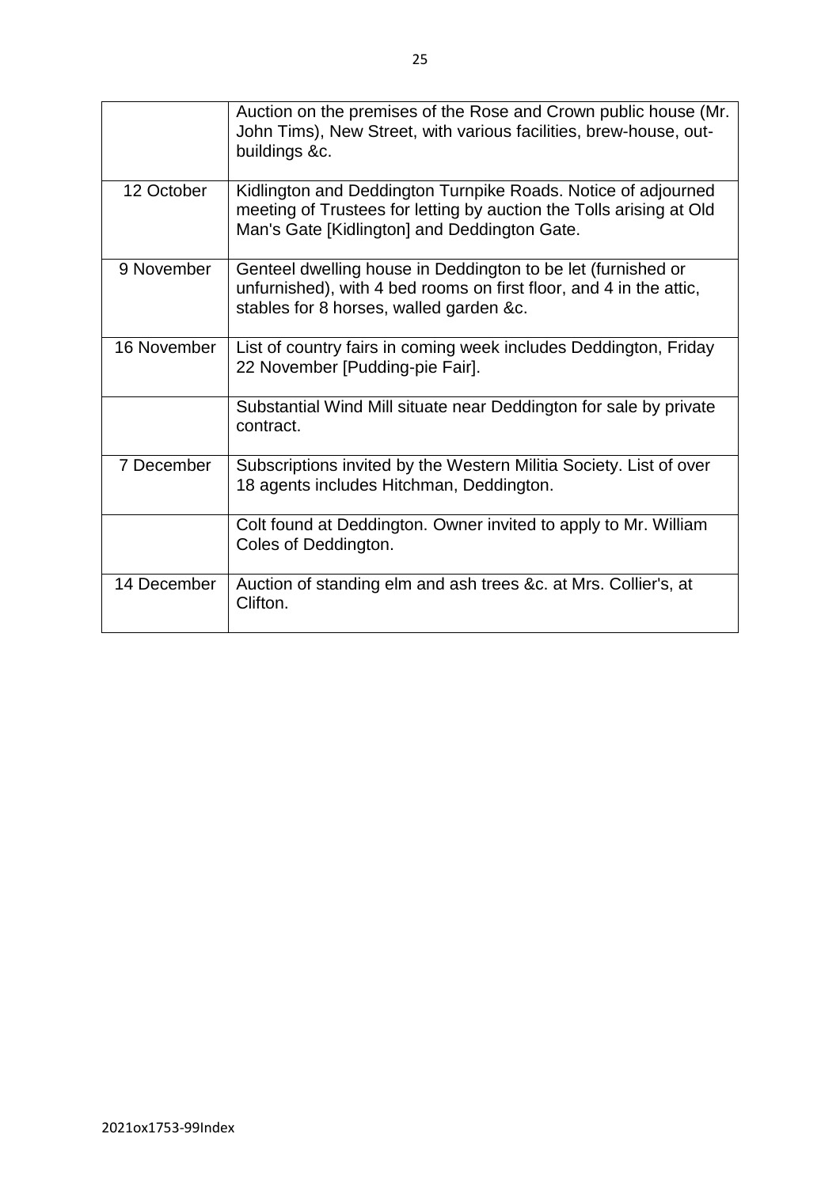| | |
|---|---|
| | Auction on the premises of the Rose and Crown public house (Mr. John Tims), New Street, with various facilities, brew-house, out-buildings &c. |
| 12 October | Kidlington and Deddington Turnpike Roads. Notice of adjourned meeting of Trustees for letting by auction the Tolls arising at Old Man's Gate [Kidlington] and Deddington Gate. |
| 9 November | Genteel dwelling house in Deddington to be let (furnished or unfurnished), with 4 bed rooms on first floor, and 4 in the attic, stables for 8 horses, walled garden &c. |
| 16 November | List of country fairs in coming week includes Deddington, Friday 22 November [Pudding-pie Fair]. |
| | Substantial Wind Mill situate near Deddington for sale by private contract. |
| 7 December | Subscriptions invited by the Western Militia Society. List of over 18 agents includes Hitchman, Deddington. |
| | Colt found at Deddington. Owner invited to apply to Mr. William Coles of Deddington. |
| 14 December | Auction of standing elm and ash trees &c. at Mrs. Collier's, at Clifton. |